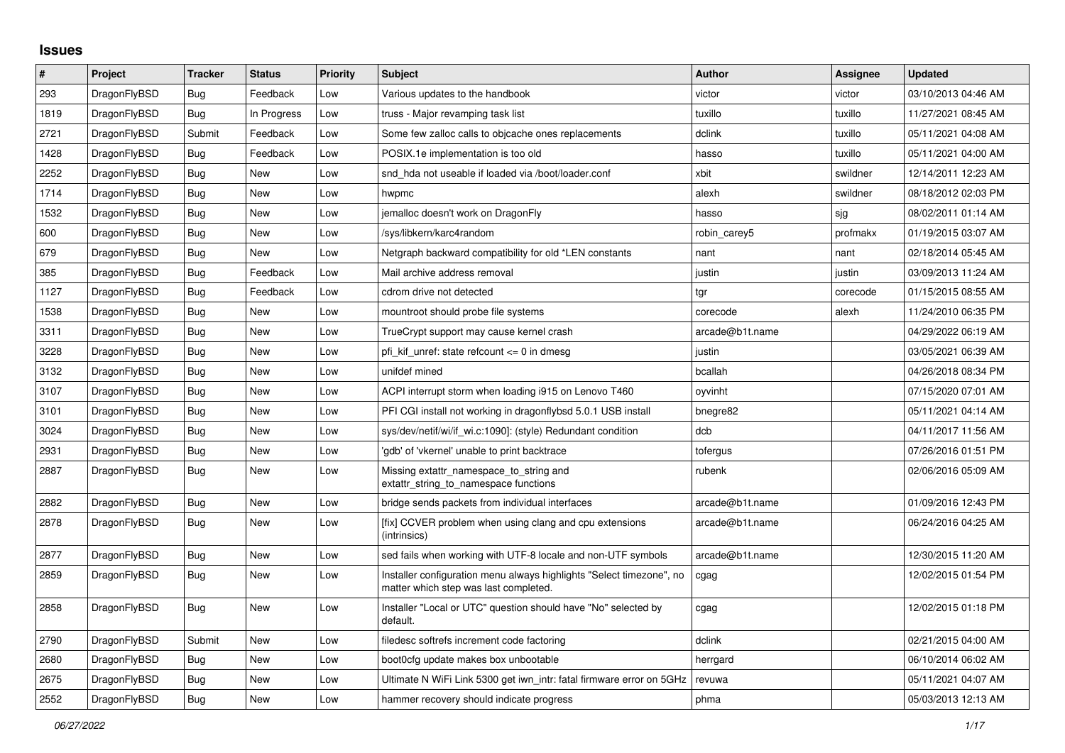## Issues

| # | Project | Tracker | Status | Priority | Subject | Author | Assignee | Updated |
|---|---|---|---|---|---|---|---|---|
| 293 | DragonFlyBSD | Bug | Feedback | Low | Various updates to the handbook | victor | victor | 03/10/2013 04:46 AM |
| 1819 | DragonFlyBSD | Bug | In Progress | Low | truss - Major revamping task list | tuxillo | tuxillo | 11/27/2021 08:45 AM |
| 2721 | DragonFlyBSD | Submit | Feedback | Low | Some few zalloc calls to objcache ones replacements | dclink | tuxillo | 05/11/2021 04:08 AM |
| 1428 | DragonFlyBSD | Bug | Feedback | Low | POSIX.1e implementation is too old | hasso | tuxillo | 05/11/2021 04:00 AM |
| 2252 | DragonFlyBSD | Bug | New | Low | snd_hda not useable if loaded via /boot/loader.conf | xbit | swildner | 12/14/2011 12:23 AM |
| 1714 | DragonFlyBSD | Bug | New | Low | hwpmc | alexh | swildner | 08/18/2012 02:03 PM |
| 1532 | DragonFlyBSD | Bug | New | Low | jemalloc doesn't work on DragonFly | hasso | sjg | 08/02/2011 01:14 AM |
| 600 | DragonFlyBSD | Bug | New | Low | /sys/libkern/karc4random | robin_carey5 | profmakx | 01/19/2015 03:07 AM |
| 679 | DragonFlyBSD | Bug | New | Low | Netgraph backward compatibility for old *LEN constants | nant | nant | 02/18/2014 05:45 AM |
| 385 | DragonFlyBSD | Bug | Feedback | Low | Mail archive address removal | justin | justin | 03/09/2013 11:24 AM |
| 1127 | DragonFlyBSD | Bug | Feedback | Low | cdrom drive not detected | tgr | corecode | 01/15/2015 08:55 AM |
| 1538 | DragonFlyBSD | Bug | New | Low | mountroot should probe file systems | corecode | alexh | 11/24/2010 06:35 PM |
| 3311 | DragonFlyBSD | Bug | New | Low | TrueCrypt support may cause kernel crash | arcade@b1t.name | | 04/29/2022 06:19 AM |
| 3228 | DragonFlyBSD | Bug | New | Low | pfi_kif_unref: state refcount <= 0 in dmesg | justin | | 03/05/2021 06:39 AM |
| 3132 | DragonFlyBSD | Bug | New | Low | unifdef mined | bcallah | | 04/26/2018 08:34 PM |
| 3107 | DragonFlyBSD | Bug | New | Low | ACPI interrupt storm when loading i915 on Lenovo T460 | oyvinht | | 07/15/2020 07:01 AM |
| 3101 | DragonFlyBSD | Bug | New | Low | PFI CGI install not working in dragonflybsd 5.0.1 USB install | bnegre82 | | 05/11/2021 04:14 AM |
| 3024 | DragonFlyBSD | Bug | New | Low | sys/dev/netif/wi/if_wi.c:1090]: (style) Redundant condition | dcb | | 04/11/2017 11:56 AM |
| 2931 | DragonFlyBSD | Bug | New | Low | 'gdb' of 'vkernel' unable to print backtrace | tofergus | | 07/26/2016 01:51 PM |
| 2887 | DragonFlyBSD | Bug | New | Low | Missing extattr_namespace_to_string and extattr_string_to_namespace functions | rubenk | | 02/06/2016 05:09 AM |
| 2882 | DragonFlyBSD | Bug | New | Low | bridge sends packets from individual interfaces | arcade@b1t.name | | 01/09/2016 12:43 PM |
| 2878 | DragonFlyBSD | Bug | New | Low | [fix] CCVER problem when using clang and cpu extensions (intrinsics) | arcade@b1t.name | | 06/24/2016 04:25 AM |
| 2877 | DragonFlyBSD | Bug | New | Low | sed fails when working with UTF-8 locale and non-UTF symbols | arcade@b1t.name | | 12/30/2015 11:20 AM |
| 2859 | DragonFlyBSD | Bug | New | Low | Installer configuration menu always highlights "Select timezone", no matter which step was last completed. | cgag | | 12/02/2015 01:54 PM |
| 2858 | DragonFlyBSD | Bug | New | Low | Installer "Local or UTC" question should have "No" selected by default. | cgag | | 12/02/2015 01:18 PM |
| 2790 | DragonFlyBSD | Submit | New | Low | filedesc softrefs increment code factoring | dclink | | 02/21/2015 04:00 AM |
| 2680 | DragonFlyBSD | Bug | New | Low | boot0cfg update makes box unbootable | herrgard | | 06/10/2014 06:02 AM |
| 2675 | DragonFlyBSD | Bug | New | Low | Ultimate N WiFi Link 5300 get iwn_intr: fatal firmware error on 5GHz | revuwa | | 05/11/2021 04:07 AM |
| 2552 | DragonFlyBSD | Bug | New | Low | hammer recovery should indicate progress | phma | | 05/03/2013 12:13 AM |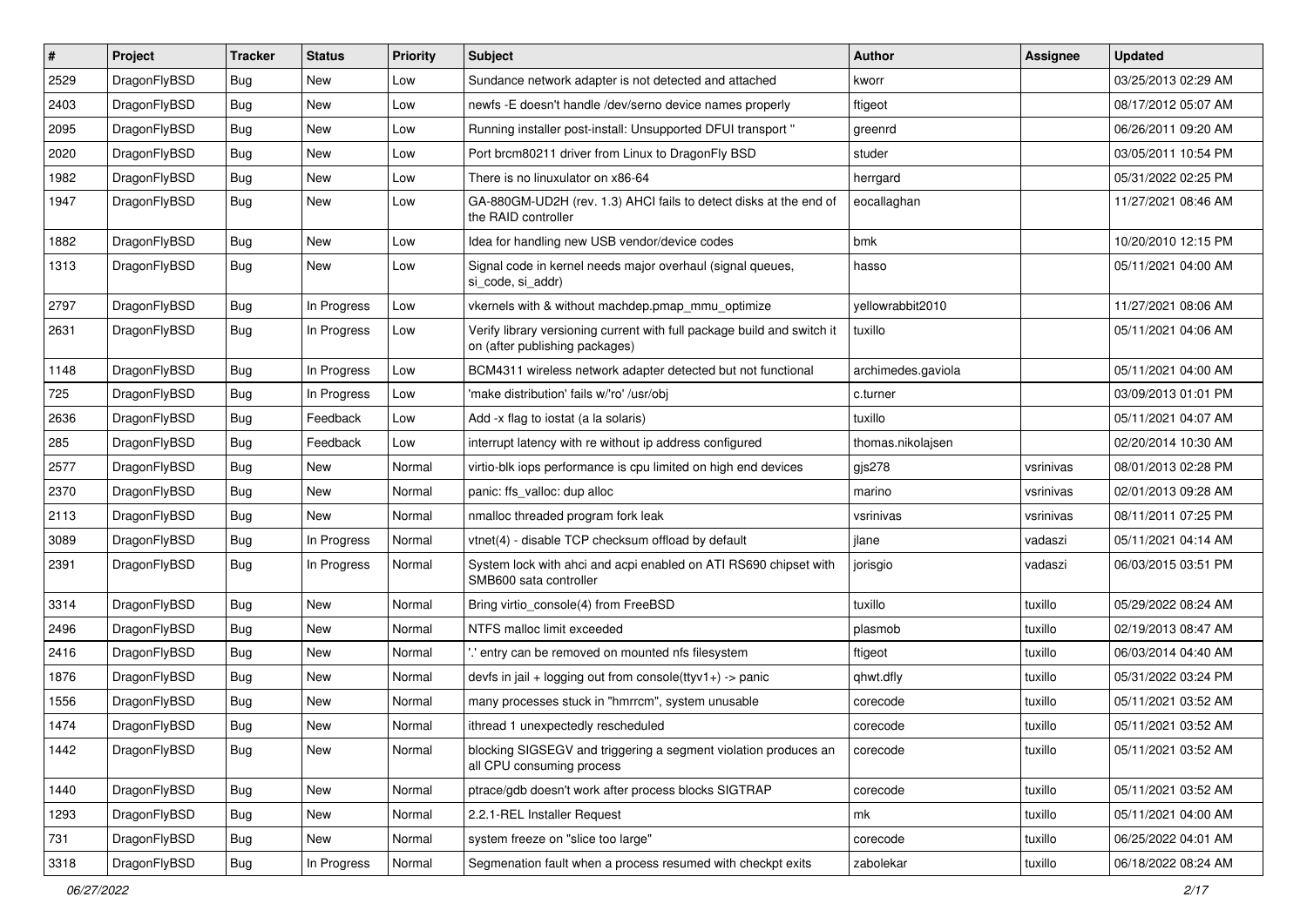| # | Project | Tracker | Status | Priority | Subject | Author | Assignee | Updated |
|---|---|---|---|---|---|---|---|---|
| 2529 | DragonFlyBSD | Bug | New | Low | Sundance network adapter is not detected and attached | kworr | | 03/25/2013 02:29 AM |
| 2403 | DragonFlyBSD | Bug | New | Low | newfs -E doesn't handle /dev/serno device names properly | ftigeot | | 08/17/2012 05:07 AM |
| 2095 | DragonFlyBSD | Bug | New | Low | Running installer post-install: Unsupported DFUI transport " | greenrd | | 06/26/2011 09:20 AM |
| 2020 | DragonFlyBSD | Bug | New | Low | Port brcm80211 driver from Linux to DragonFly BSD | studer | | 03/05/2011 10:54 PM |
| 1982 | DragonFlyBSD | Bug | New | Low | There is no linuxulator on x86-64 | herrgard | | 05/31/2022 02:25 PM |
| 1947 | DragonFlyBSD | Bug | New | Low | GA-880GM-UD2H (rev. 1.3) AHCI fails to detect disks at the end of the RAID controller | eocallaghan | | 11/27/2021 08:46 AM |
| 1882 | DragonFlyBSD | Bug | New | Low | Idea for handling new USB vendor/device codes | bmk | | 10/20/2010 12:15 PM |
| 1313 | DragonFlyBSD | Bug | New | Low | Signal code in kernel needs major overhaul (signal queues, si_code, si_addr) | hasso | | 05/11/2021 04:00 AM |
| 2797 | DragonFlyBSD | Bug | In Progress | Low | vkernels with & without machdep.pmap_mmu_optimize | yellowrabbit2010 | | 11/27/2021 08:06 AM |
| 2631 | DragonFlyBSD | Bug | In Progress | Low | Verify library versioning current with full package build and switch it on (after publishing packages) | tuxillo | | 05/11/2021 04:06 AM |
| 1148 | DragonFlyBSD | Bug | In Progress | Low | BCM4311 wireless network adapter detected but not functional | archimedes.gaviola | | 05/11/2021 04:00 AM |
| 725 | DragonFlyBSD | Bug | In Progress | Low | 'make distribution' fails w/'ro' /usr/obj | c.turner | | 03/09/2013 01:01 PM |
| 2636 | DragonFlyBSD | Bug | Feedback | Low | Add -x flag to iostat (a la solaris) | tuxillo | | 05/11/2021 04:07 AM |
| 285 | DragonFlyBSD | Bug | Feedback | Low | interrupt latency with re without ip address configured | thomas.nikolajsen | | 02/20/2014 10:30 AM |
| 2577 | DragonFlyBSD | Bug | New | Normal | virtio-blk iops performance is cpu limited on high end devices | gjs278 | vsrinivas | 08/01/2013 02:28 PM |
| 2370 | DragonFlyBSD | Bug | New | Normal | panic: ffs_valloc: dup alloc | marino | vsrinivas | 02/01/2013 09:28 AM |
| 2113 | DragonFlyBSD | Bug | New | Normal | nmalloc threaded program fork leak | vsrinivas | vsrinivas | 08/11/2011 07:25 PM |
| 3089 | DragonFlyBSD | Bug | In Progress | Normal | vtnet(4) - disable TCP checksum offload by default | jlane | vadaszi | 05/11/2021 04:14 AM |
| 2391 | DragonFlyBSD | Bug | In Progress | Normal | System lock with ahci and acpi enabled on ATI RS690 chipset with SMB600 sata controller | jorisgio | vadaszi | 06/03/2015 03:51 PM |
| 3314 | DragonFlyBSD | Bug | New | Normal | Bring virtio_console(4) from FreeBSD | tuxillo | tuxillo | 05/29/2022 08:24 AM |
| 2496 | DragonFlyBSD | Bug | New | Normal | NTFS malloc limit exceeded | plasmob | tuxillo | 02/19/2013 08:47 AM |
| 2416 | DragonFlyBSD | Bug | New | Normal | '.' entry can be removed on mounted nfs filesystem | ftigeot | tuxillo | 06/03/2014 04:40 AM |
| 1876 | DragonFlyBSD | Bug | New | Normal | devfs in jail + logging out from console(ttyv1+) -> panic | qhwt.dfly | tuxillo | 05/31/2022 03:24 PM |
| 1556 | DragonFlyBSD | Bug | New | Normal | many processes stuck in "hmrrcm", system unusable | corecode | tuxillo | 05/11/2021 03:52 AM |
| 1474 | DragonFlyBSD | Bug | New | Normal | ithread 1 unexpectedly rescheduled | corecode | tuxillo | 05/11/2021 03:52 AM |
| 1442 | DragonFlyBSD | Bug | New | Normal | blocking SIGSEGV and triggering a segment violation produces an all CPU consuming process | corecode | tuxillo | 05/11/2021 03:52 AM |
| 1440 | DragonFlyBSD | Bug | New | Normal | ptrace/gdb doesn't work after process blocks SIGTRAP | corecode | tuxillo | 05/11/2021 03:52 AM |
| 1293 | DragonFlyBSD | Bug | New | Normal | 2.2.1-REL Installer Request | mk | tuxillo | 05/11/2021 04:00 AM |
| 731 | DragonFlyBSD | Bug | New | Normal | system freeze on "slice too large" | corecode | tuxillo | 06/25/2022 04:01 AM |
| 3318 | DragonFlyBSD | Bug | In Progress | Normal | Segmenation fault when a process resumed with checkpt exits | zabolekar | tuxillo | 06/18/2022 08:24 AM |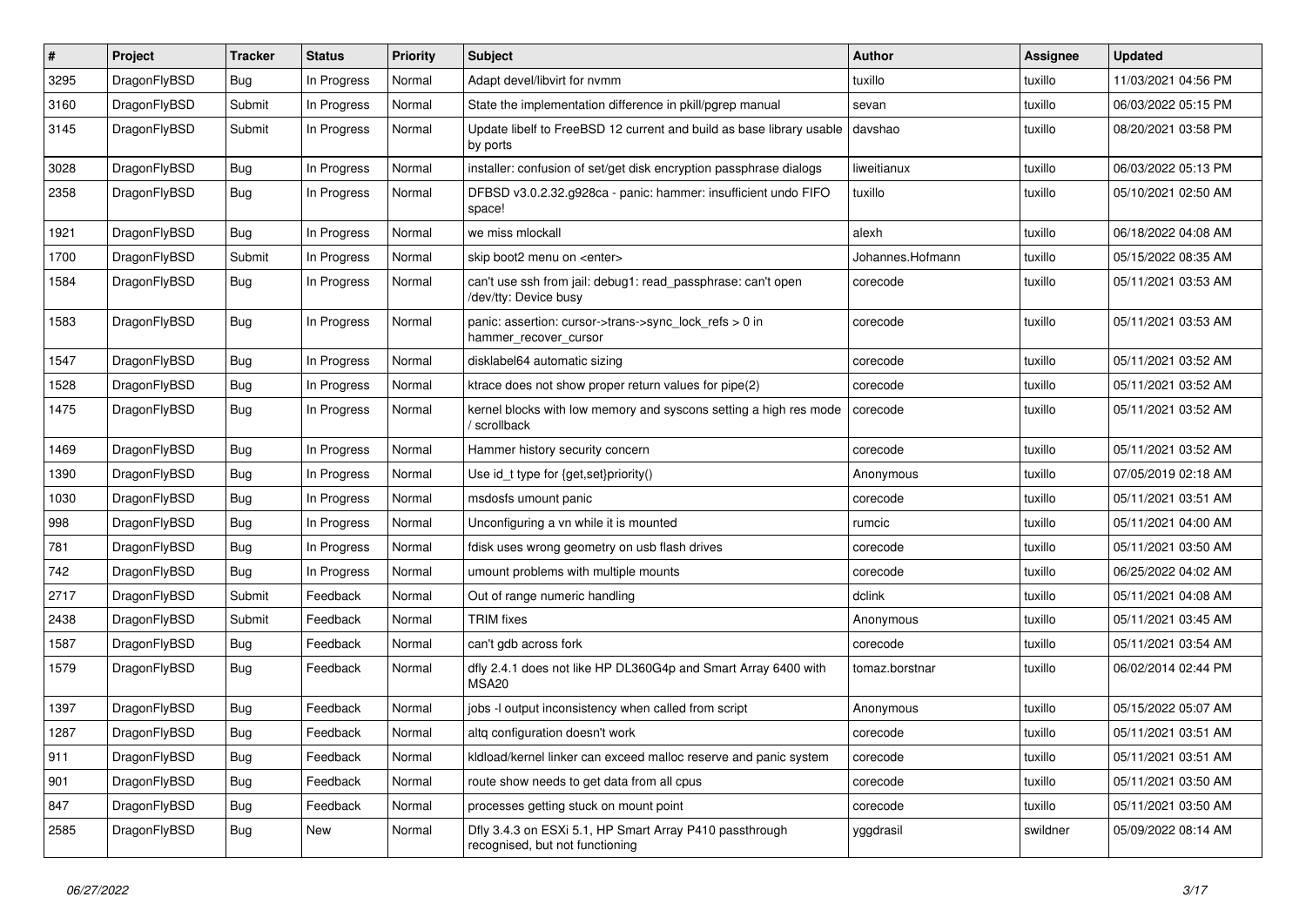| # | Project | Tracker | Status | Priority | Subject | Author | Assignee | Updated |
|---|---|---|---|---|---|---|---|---|
| 3295 | DragonFlyBSD | Bug | In Progress | Normal | Adapt devel/libvirt for nvmm | tuxillo | tuxillo | 11/03/2021 04:56 PM |
| 3160 | DragonFlyBSD | Submit | In Progress | Normal | State the implementation difference in pkill/pgrep manual | sevan | tuxillo | 06/03/2022 05:15 PM |
| 3145 | DragonFlyBSD | Submit | In Progress | Normal | Update libelf to FreeBSD 12 current and build as base library usable by ports | davshao | tuxillo | 08/20/2021 03:58 PM |
| 3028 | DragonFlyBSD | Bug | In Progress | Normal | installer: confusion of set/get disk encryption passphrase dialogs | liweitianux | tuxillo | 06/03/2022 05:13 PM |
| 2358 | DragonFlyBSD | Bug | In Progress | Normal | DFBSD v3.0.2.32.g928ca - panic: hammer: insufficient undo FIFO space! | tuxillo | tuxillo | 05/10/2021 02:50 AM |
| 1921 | DragonFlyBSD | Bug | In Progress | Normal | we miss mlockall | alexh | tuxillo | 06/18/2022 04:08 AM |
| 1700 | DragonFlyBSD | Submit | In Progress | Normal | skip boot2 menu on <enter> | Johannes.Hofmann | tuxillo | 05/15/2022 08:35 AM |
| 1584 | DragonFlyBSD | Bug | In Progress | Normal | can't use ssh from jail: debug1: read_passphrase: can't open /dev/tty: Device busy | corecode | tuxillo | 05/11/2021 03:53 AM |
| 1583 | DragonFlyBSD | Bug | In Progress | Normal | panic: assertion: cursor->trans->sync_lock_refs > 0 in hammer_recover_cursor | corecode | tuxillo | 05/11/2021 03:53 AM |
| 1547 | DragonFlyBSD | Bug | In Progress | Normal | disklabel64 automatic sizing | corecode | tuxillo | 05/11/2021 03:52 AM |
| 1528 | DragonFlyBSD | Bug | In Progress | Normal | ktrace does not show proper return values for pipe(2) | corecode | tuxillo | 05/11/2021 03:52 AM |
| 1475 | DragonFlyBSD | Bug | In Progress | Normal | kernel blocks with low memory and syscons setting a high res mode / scrollback | corecode | tuxillo | 05/11/2021 03:52 AM |
| 1469 | DragonFlyBSD | Bug | In Progress | Normal | Hammer history security concern | corecode | tuxillo | 05/11/2021 03:52 AM |
| 1390 | DragonFlyBSD | Bug | In Progress | Normal | Use id_t type for {get,set}priority() | Anonymous | tuxillo | 07/05/2019 02:18 AM |
| 1030 | DragonFlyBSD | Bug | In Progress | Normal | msdosfs umount panic | corecode | tuxillo | 05/11/2021 03:51 AM |
| 998 | DragonFlyBSD | Bug | In Progress | Normal | Unconfiguring a vn while it is mounted | rumcic | tuxillo | 05/11/2021 04:00 AM |
| 781 | DragonFlyBSD | Bug | In Progress | Normal | fdisk uses wrong geometry on usb flash drives | corecode | tuxillo | 05/11/2021 03:50 AM |
| 742 | DragonFlyBSD | Bug | In Progress | Normal | umount problems with multiple mounts | corecode | tuxillo | 06/25/2022 04:02 AM |
| 2717 | DragonFlyBSD | Submit | Feedback | Normal | Out of range numeric handling | dclink | tuxillo | 05/11/2021 04:08 AM |
| 2438 | DragonFlyBSD | Submit | Feedback | Normal | TRIM fixes | Anonymous | tuxillo | 05/11/2021 03:45 AM |
| 1587 | DragonFlyBSD | Bug | Feedback | Normal | can't gdb across fork | corecode | tuxillo | 05/11/2021 03:54 AM |
| 1579 | DragonFlyBSD | Bug | Feedback | Normal | dfly 2.4.1 does not like HP DL360G4p and Smart Array 6400 with MSA20 | tomaz.borstnar | tuxillo | 06/02/2014 02:44 PM |
| 1397 | DragonFlyBSD | Bug | Feedback | Normal | jobs -l output inconsistency when called from script | Anonymous | tuxillo | 05/15/2022 05:07 AM |
| 1287 | DragonFlyBSD | Bug | Feedback | Normal | altq configuration doesn't work | corecode | tuxillo | 05/11/2021 03:51 AM |
| 911 | DragonFlyBSD | Bug | Feedback | Normal | kldload/kernel linker can exceed malloc reserve and panic system | corecode | tuxillo | 05/11/2021 03:51 AM |
| 901 | DragonFlyBSD | Bug | Feedback | Normal | route show needs to get data from all cpus | corecode | tuxillo | 05/11/2021 03:50 AM |
| 847 | DragonFlyBSD | Bug | Feedback | Normal | processes getting stuck on mount point | corecode | tuxillo | 05/11/2021 03:50 AM |
| 2585 | DragonFlyBSD | Bug | New | Normal | Dfly 3.4.3 on ESXi 5.1, HP Smart Array P410 passthrough recognised, but not functioning | yggdrasil | swildner | 05/09/2022 08:14 AM |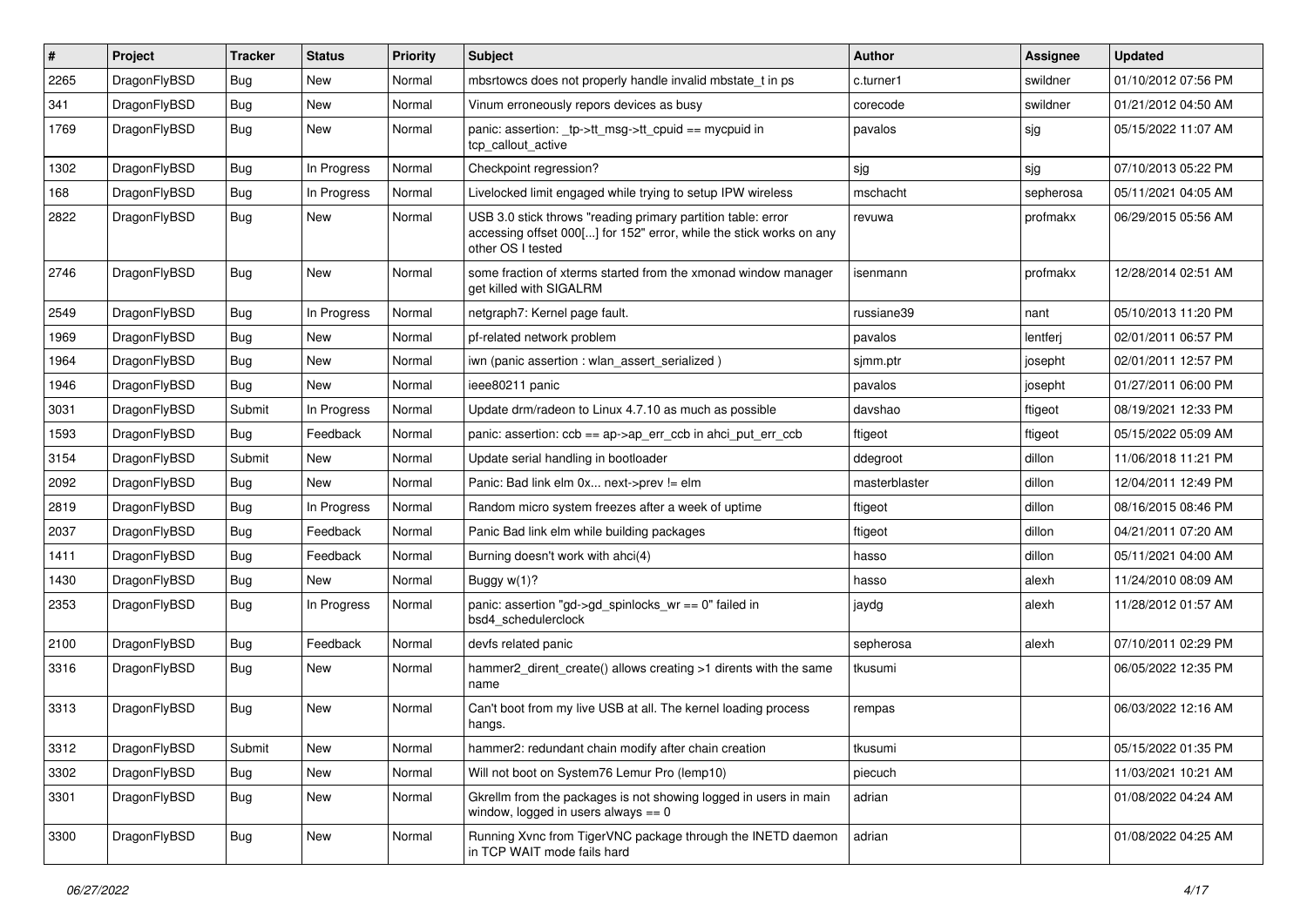| # | Project | Tracker | Status | Priority | Subject | Author | Assignee | Updated |
|---|---|---|---|---|---|---|---|---|
| 2265 | DragonFlyBSD | Bug | New | Normal | mbsrtowcs does not properly handle invalid mbstate_t in ps | c.turner1 | swildner | 01/10/2012 07:56 PM |
| 341 | DragonFlyBSD | Bug | New | Normal | Vinum erroneously repors devices as busy | corecode | swildner | 01/21/2012 04:50 AM |
| 1769 | DragonFlyBSD | Bug | New | Normal | panic: assertion: _tp->tt_msg->tt_cpuid == mycpuid in tcp_callout_active | pavalos | sjg | 05/15/2022 11:07 AM |
| 1302 | DragonFlyBSD | Bug | In Progress | Normal | Checkpoint regression? | sjg | sjg | 07/10/2013 05:22 PM |
| 168 | DragonFlyBSD | Bug | In Progress | Normal | Livelocked limit engaged while trying to setup IPW wireless | mschacht | sepherosa | 05/11/2021 04:05 AM |
| 2822 | DragonFlyBSD | Bug | New | Normal | USB 3.0 stick throws "reading primary partition table: error accessing offset 000[...] for 152" error, while the stick works on any other OS I tested | revuwa | profmakx | 06/29/2015 05:56 AM |
| 2746 | DragonFlyBSD | Bug | New | Normal | some fraction of xterms started from the xmonad window manager get killed with SIGALRM | isenmann | profmakx | 12/28/2014 02:51 AM |
| 2549 | DragonFlyBSD | Bug | In Progress | Normal | netgraph7: Kernel page fault. | russiane39 | nant | 05/10/2013 11:20 PM |
| 1969 | DragonFlyBSD | Bug | New | Normal | pf-related network problem | pavalos | lentferj | 02/01/2011 06:57 PM |
| 1964 | DragonFlyBSD | Bug | New | Normal | iwn (panic assertion : wlan_assert_serialized ) | sjmm.ptr | josepht | 02/01/2011 12:57 PM |
| 1946 | DragonFlyBSD | Bug | New | Normal | ieee80211 panic | pavalos | josepht | 01/27/2011 06:00 PM |
| 3031 | DragonFlyBSD | Submit | In Progress | Normal | Update drm/radeon to Linux 4.7.10 as much as possible | davshao | ftigeot | 08/19/2021 12:33 PM |
| 1593 | DragonFlyBSD | Bug | Feedback | Normal | panic: assertion: ccb == ap->ap_err_ccb in ahci_put_err_ccb | ftigeot | ftigeot | 05/15/2022 05:09 AM |
| 3154 | DragonFlyBSD | Submit | New | Normal | Update serial handling in bootloader | ddegroot | dillon | 11/06/2018 11:21 PM |
| 2092 | DragonFlyBSD | Bug | New | Normal | Panic: Bad link elm 0x... next->prev != elm | masterblaster | dillon | 12/04/2011 12:49 PM |
| 2819 | DragonFlyBSD | Bug | In Progress | Normal | Random micro system freezes after a week of uptime | ftigeot | dillon | 08/16/2015 08:46 PM |
| 2037 | DragonFlyBSD | Bug | Feedback | Normal | Panic Bad link elm while building packages | ftigeot | dillon | 04/21/2011 07:20 AM |
| 1411 | DragonFlyBSD | Bug | Feedback | Normal | Burning doesn't work with ahci(4) | hasso | dillon | 05/11/2021 04:00 AM |
| 1430 | DragonFlyBSD | Bug | New | Normal | Buggy w(1)? | hasso | alexh | 11/24/2010 08:09 AM |
| 2353 | DragonFlyBSD | Bug | In Progress | Normal | panic: assertion "gd->gd_spinlocks_wr == 0" failed in bsd4_schedulerclock | jaydg | alexh | 11/28/2012 01:57 AM |
| 2100 | DragonFlyBSD | Bug | Feedback | Normal | devfs related panic | sepherosa | alexh | 07/10/2011 02:29 PM |
| 3316 | DragonFlyBSD | Bug | New | Normal | hammer2_dirent_create() allows creating >1 dirents with the same name | tkusumi | | 06/05/2022 12:35 PM |
| 3313 | DragonFlyBSD | Bug | New | Normal | Can't boot from my live USB at all. The kernel loading process hangs. | rempas | | 06/03/2022 12:16 AM |
| 3312 | DragonFlyBSD | Submit | New | Normal | hammer2: redundant chain modify after chain creation | tkusumi | | 05/15/2022 01:35 PM |
| 3302 | DragonFlyBSD | Bug | New | Normal | Will not boot on System76 Lemur Pro (lemp10) | piecuch | | 11/03/2021 10:21 AM |
| 3301 | DragonFlyBSD | Bug | New | Normal | Gkrellm from the packages is not showing logged in users in main window, logged in users always == 0 | adrian | | 01/08/2022 04:24 AM |
| 3300 | DragonFlyBSD | Bug | New | Normal | Running Xvnc from TigerVNC package through the INETD daemon in TCP WAIT mode fails hard | adrian | | 01/08/2022 04:25 AM |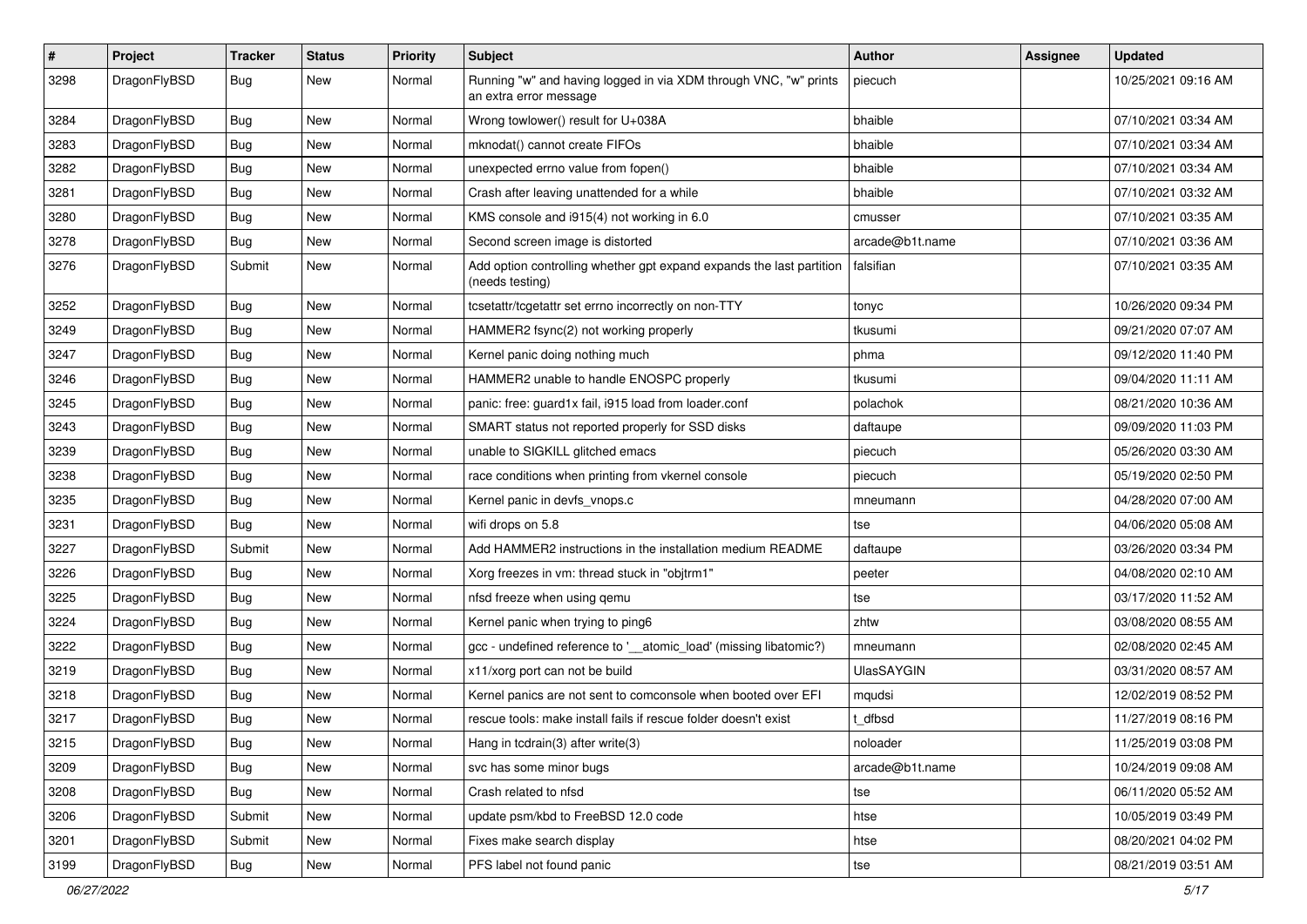| # | Project | Tracker | Status | Priority | Subject | Author | Assignee | Updated |
|---|---|---|---|---|---|---|---|---|
| 3298 | DragonFlyBSD | Bug | New | Normal | Running "w" and having logged in via XDM through VNC, "w" prints an extra error message | piecuch | | 10/25/2021 09:16 AM |
| 3284 | DragonFlyBSD | Bug | New | Normal | Wrong towlower() result for U+038A | bhaible | | 07/10/2021 03:34 AM |
| 3283 | DragonFlyBSD | Bug | New | Normal | mknodat() cannot create FIFOs | bhaible | | 07/10/2021 03:34 AM |
| 3282 | DragonFlyBSD | Bug | New | Normal | unexpected errno value from fopen() | bhaible | | 07/10/2021 03:34 AM |
| 3281 | DragonFlyBSD | Bug | New | Normal | Crash after leaving unattended for a while | bhaible | | 07/10/2021 03:32 AM |
| 3280 | DragonFlyBSD | Bug | New | Normal | KMS console and i915(4) not working in 6.0 | cmusser | | 07/10/2021 03:35 AM |
| 3278 | DragonFlyBSD | Bug | New | Normal | Second screen image is distorted | arcade@b1t.name | | 07/10/2021 03:36 AM |
| 3276 | DragonFlyBSD | Submit | New | Normal | Add option controlling whether gpt expand expands the last partition (needs testing) | falsifian | | 07/10/2021 03:35 AM |
| 3252 | DragonFlyBSD | Bug | New | Normal | tcsetattr/tcgetattr set errno incorrectly on non-TTY | tonyc | | 10/26/2020 09:34 PM |
| 3249 | DragonFlyBSD | Bug | New | Normal | HAMMER2 fsync(2) not working properly | tkusumi | | 09/21/2020 07:07 AM |
| 3247 | DragonFlyBSD | Bug | New | Normal | Kernel panic doing nothing much | phma | | 09/12/2020 11:40 PM |
| 3246 | DragonFlyBSD | Bug | New | Normal | HAMMER2 unable to handle ENOSPC properly | tkusumi | | 09/04/2020 11:11 AM |
| 3245 | DragonFlyBSD | Bug | New | Normal | panic: free: guard1x fail, i915 load from loader.conf | polachok | | 08/21/2020 10:36 AM |
| 3243 | DragonFlyBSD | Bug | New | Normal | SMART status not reported properly for SSD disks | daftaupe | | 09/09/2020 11:03 PM |
| 3239 | DragonFlyBSD | Bug | New | Normal | unable to SIGKILL glitched emacs | piecuch | | 05/26/2020 03:30 AM |
| 3238 | DragonFlyBSD | Bug | New | Normal | race conditions when printing from vkernel console | piecuch | | 05/19/2020 02:50 PM |
| 3235 | DragonFlyBSD | Bug | New | Normal | Kernel panic in devfs_vnops.c | mneumann | | 04/28/2020 07:00 AM |
| 3231 | DragonFlyBSD | Bug | New | Normal | wifi drops on 5.8 | tse | | 04/06/2020 05:08 AM |
| 3227 | DragonFlyBSD | Submit | New | Normal | Add HAMMER2 instructions in the installation medium README | daftaupe | | 03/26/2020 03:34 PM |
| 3226 | DragonFlyBSD | Bug | New | Normal | Xorg freezes in vm: thread stuck in "objtrm1" | peeter | | 04/08/2020 02:10 AM |
| 3225 | DragonFlyBSD | Bug | New | Normal | nfsd freeze when using qemu | tse | | 03/17/2020 11:52 AM |
| 3224 | DragonFlyBSD | Bug | New | Normal | Kernel panic when trying to ping6 | zhtw | | 03/08/2020 08:55 AM |
| 3222 | DragonFlyBSD | Bug | New | Normal | gcc - undefined reference to '__atomic_load' (missing libatomic?) | mneumann | | 02/08/2020 02:45 AM |
| 3219 | DragonFlyBSD | Bug | New | Normal | x11/xorg port can not be build | UlasSAYGIN | | 03/31/2020 08:57 AM |
| 3218 | DragonFlyBSD | Bug | New | Normal | Kernel panics are not sent to comconsole when booted over EFI | mqudsi | | 12/02/2019 08:52 PM |
| 3217 | DragonFlyBSD | Bug | New | Normal | rescue tools: make install fails if rescue folder doesn't exist | t_dfbsd | | 11/27/2019 08:16 PM |
| 3215 | DragonFlyBSD | Bug | New | Normal | Hang in tcdrain(3) after write(3) | noloader | | 11/25/2019 03:08 PM |
| 3209 | DragonFlyBSD | Bug | New | Normal | svc has some minor bugs | arcade@b1t.name | | 10/24/2019 09:08 AM |
| 3208 | DragonFlyBSD | Bug | New | Normal | Crash related to nfsd | tse | | 06/11/2020 05:52 AM |
| 3206 | DragonFlyBSD | Submit | New | Normal | update psm/kbd to FreeBSD 12.0 code | htse | | 10/05/2019 03:49 PM |
| 3201 | DragonFlyBSD | Submit | New | Normal | Fixes make search display | htse | | 08/20/2021 04:02 PM |
| 3199 | DragonFlyBSD | Bug | New | Normal | PFS label not found panic | tse | | 08/21/2019 03:51 AM |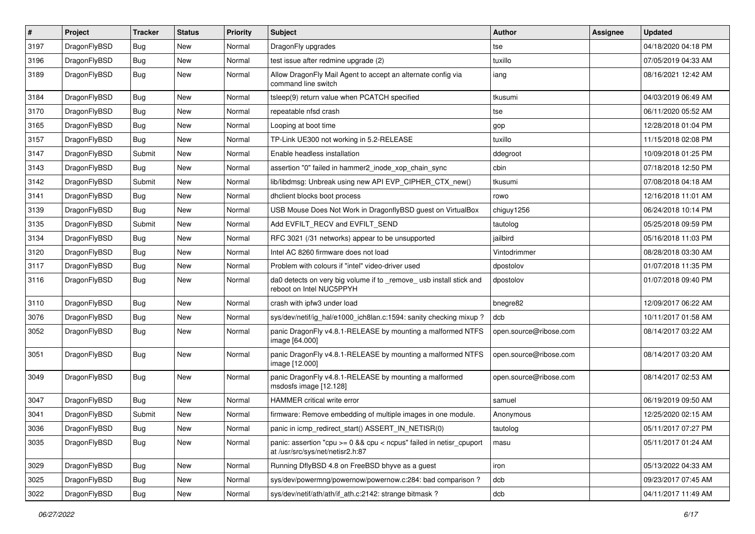| # | Project | Tracker | Status | Priority | Subject | Author | Assignee | Updated |
| --- | --- | --- | --- | --- | --- | --- | --- | --- |
| 3197 | DragonFlyBSD | Bug | New | Normal | DragonFly upgrades | tse | | 04/18/2020 04:18 PM |
| 3196 | DragonFlyBSD | Bug | New | Normal | test issue after redmine upgrade (2) | tuxillo | | 07/05/2019 04:33 AM |
| 3189 | DragonFlyBSD | Bug | New | Normal | Allow DragonFly Mail Agent to accept an alternate config via command line switch | iang | | 08/16/2021 12:42 AM |
| 3184 | DragonFlyBSD | Bug | New | Normal | tsleep(9) return value when PCATCH specified | tkusumi | | 04/03/2019 06:49 AM |
| 3170 | DragonFlyBSD | Bug | New | Normal | repeatable nfsd crash | tse | | 06/11/2020 05:52 AM |
| 3165 | DragonFlyBSD | Bug | New | Normal | Looping at boot time | gop | | 12/28/2018 01:04 PM |
| 3157 | DragonFlyBSD | Bug | New | Normal | TP-Link UE300 not working in 5.2-RELEASE | tuxillo | | 11/15/2018 02:08 PM |
| 3147 | DragonFlyBSD | Submit | New | Normal | Enable headless installation | ddegroot | | 10/09/2018 01:25 PM |
| 3143 | DragonFlyBSD | Bug | New | Normal | assertion "0" failed in hammer2_inode_xop_chain_sync | cbin | | 07/18/2018 12:50 PM |
| 3142 | DragonFlyBSD | Submit | New | Normal | lib/libdmsg: Unbreak using new API EVP_CIPHER_CTX_new() | tkusumi | | 07/08/2018 04:18 AM |
| 3141 | DragonFlyBSD | Bug | New | Normal | dhclient blocks boot process | rowo | | 12/16/2018 11:01 AM |
| 3139 | DragonFlyBSD | Bug | New | Normal | USB Mouse Does Not Work in DragonflyBSD guest on VirtualBox | chiguy1256 | | 06/24/2018 10:14 PM |
| 3135 | DragonFlyBSD | Submit | New | Normal | Add EVFILT_RECV and EVFILT_SEND | tautolog | | 05/25/2018 09:59 PM |
| 3134 | DragonFlyBSD | Bug | New | Normal | RFC 3021 (/31 networks) appear to be unsupported | jailbird | | 05/16/2018 11:03 PM |
| 3120 | DragonFlyBSD | Bug | New | Normal | Intel AC 8260 firmware does not load | Vintodrimmer | | 08/28/2018 03:30 AM |
| 3117 | DragonFlyBSD | Bug | New | Normal | Problem with colours if "intel" video-driver used | dpostolov | | 01/07/2018 11:35 PM |
| 3116 | DragonFlyBSD | Bug | New | Normal | da0 detects on very big volume if to _remove_ usb install stick and reboot on Intel NUC5PPYH | dpostolov | | 01/07/2018 09:40 PM |
| 3110 | DragonFlyBSD | Bug | New | Normal | crash with ipfw3 under load | bnegre82 | | 12/09/2017 06:22 AM |
| 3076 | DragonFlyBSD | Bug | New | Normal | sys/dev/netif/ig_hal/e1000_ich8lan.c:1594: sanity checking mixup ? | dcb | | 10/11/2017 01:58 AM |
| 3052 | DragonFlyBSD | Bug | New | Normal | panic DragonFly v4.8.1-RELEASE by mounting a malformed NTFS image [64.000] | open.source@ribose.com | | 08/14/2017 03:22 AM |
| 3051 | DragonFlyBSD | Bug | New | Normal | panic DragonFly v4.8.1-RELEASE by mounting a malformed NTFS image [12.000] | open.source@ribose.com | | 08/14/2017 03:20 AM |
| 3049 | DragonFlyBSD | Bug | New | Normal | panic DragonFly v4.8.1-RELEASE by mounting a malformed msdosfs image [12.128] | open.source@ribose.com | | 08/14/2017 02:53 AM |
| 3047 | DragonFlyBSD | Bug | New | Normal | HAMMER critical write error | samuel | | 06/19/2019 09:50 AM |
| 3041 | DragonFlyBSD | Submit | New | Normal | firmware: Remove embedding of multiple images in one module. | Anonymous | | 12/25/2020 02:15 AM |
| 3036 | DragonFlyBSD | Bug | New | Normal | panic in icmp_redirect_start() ASSERT_IN_NETISR(0) | tautolog | | 05/11/2017 07:27 PM |
| 3035 | DragonFlyBSD | Bug | New | Normal | panic: assertion "cpu >= 0 && cpu < ncpus" failed in netisr_cpuport at /usr/src/sys/net/netisr2.h:87 | masu | | 05/11/2017 01:24 AM |
| 3029 | DragonFlyBSD | Bug | New | Normal | Running DflyBSD 4.8 on FreeBSD bhyve as a guest | iron | | 05/13/2022 04:33 AM |
| 3025 | DragonFlyBSD | Bug | New | Normal | sys/dev/powermng/powernow/powernow.c:284: bad comparison ? | dcb | | 09/23/2017 07:45 AM |
| 3022 | DragonFlyBSD | Bug | New | Normal | sys/dev/netif/ath/ath/if_ath.c:2142: strange bitmask ? | dcb | | 04/11/2017 11:49 AM |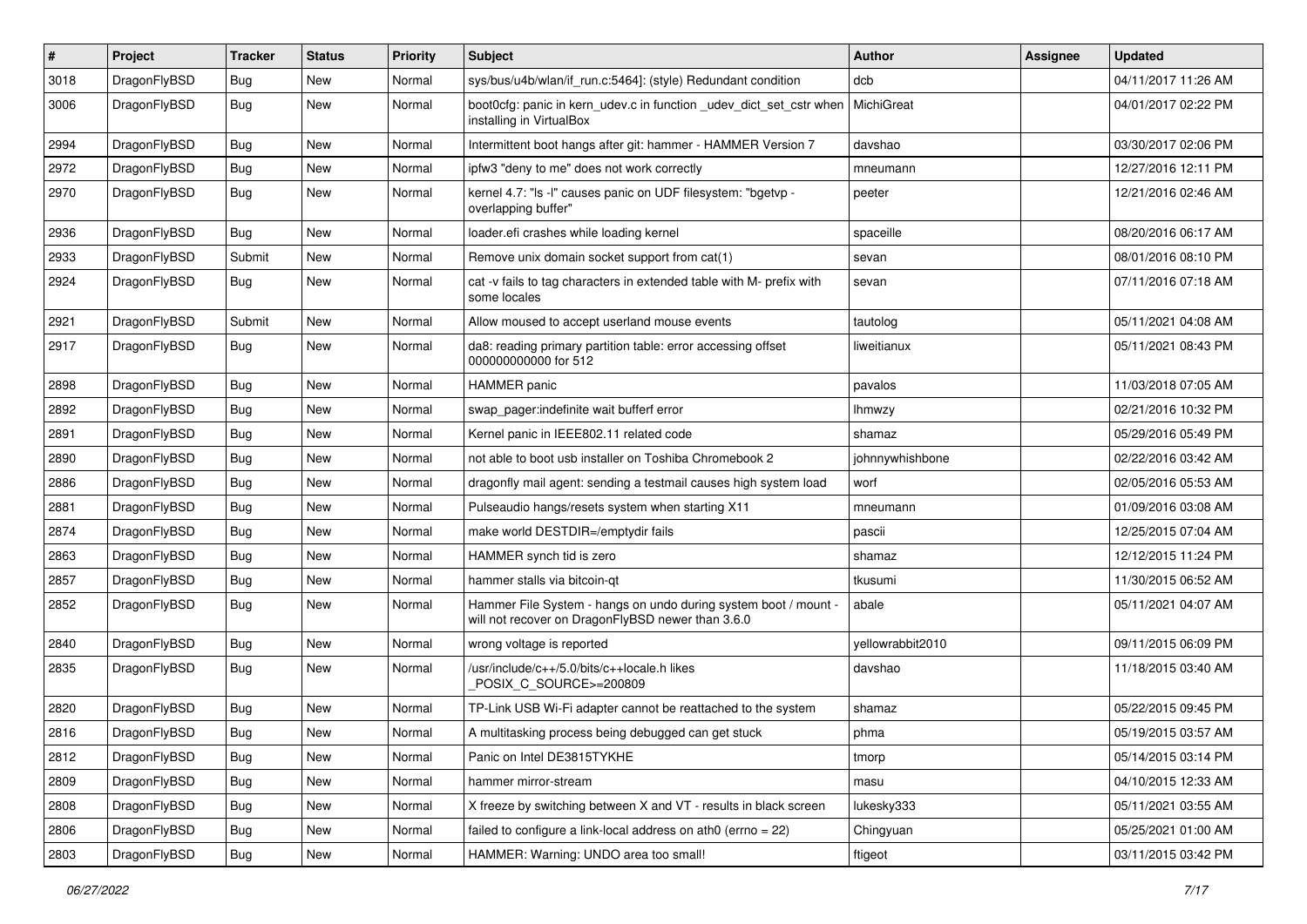| # | Project | Tracker | Status | Priority | Subject | Author | Assignee | Updated |
|---|---|---|---|---|---|---|---|---|
| 3018 | DragonFlyBSD | Bug | New | Normal | sys/bus/u4b/wlan/if_run.c:5464]: (style) Redundant condition | dcb | | 04/11/2017 11:26 AM |
| 3006 | DragonFlyBSD | Bug | New | Normal | boot0cfg: panic in kern_udev.c in function _udev_dict_set_cstr when installing in VirtualBox | MichiGreat | | 04/01/2017 02:22 PM |
| 2994 | DragonFlyBSD | Bug | New | Normal | Intermittent boot hangs after git: hammer - HAMMER Version 7 | davshao | | 03/30/2017 02:06 PM |
| 2972 | DragonFlyBSD | Bug | New | Normal | ipfw3 "deny to me" does not work correctly | mneumann | | 12/27/2016 12:11 PM |
| 2970 | DragonFlyBSD | Bug | New | Normal | kernel 4.7: "ls -l" causes panic on UDF filesystem: "bgetvp - overlapping buffer" | peeter | | 12/21/2016 02:46 AM |
| 2936 | DragonFlyBSD | Bug | New | Normal | loader.efi crashes while loading kernel | spaceille | | 08/20/2016 06:17 AM |
| 2933 | DragonFlyBSD | Submit | New | Normal | Remove unix domain socket support from cat(1) | sevan | | 08/01/2016 08:10 PM |
| 2924 | DragonFlyBSD | Bug | New | Normal | cat -v fails to tag characters in extended table with M- prefix with some locales | sevan | | 07/11/2016 07:18 AM |
| 2921 | DragonFlyBSD | Submit | New | Normal | Allow moused to accept userland mouse events | tautolog | | 05/11/2021 04:08 AM |
| 2917 | DragonFlyBSD | Bug | New | Normal | da8: reading primary partition table: error accessing offset 000000000000 for 512 | liweitianux | | 05/11/2021 08:43 PM |
| 2898 | DragonFlyBSD | Bug | New | Normal | HAMMER panic | pavalos | | 11/03/2018 07:05 AM |
| 2892 | DragonFlyBSD | Bug | New | Normal | swap_pager:indefinite wait bufferf error | lhmwzy | | 02/21/2016 10:32 PM |
| 2891 | DragonFlyBSD | Bug | New | Normal | Kernel panic in IEEE802.11 related code | shamaz | | 05/29/2016 05:49 PM |
| 2890 | DragonFlyBSD | Bug | New | Normal | not able to boot usb installer on Toshiba Chromebook 2 | johnnywhishbone | | 02/22/2016 03:42 AM |
| 2886 | DragonFlyBSD | Bug | New | Normal | dragonfly mail agent: sending a testmail causes high system load | worf | | 02/05/2016 05:53 AM |
| 2881 | DragonFlyBSD | Bug | New | Normal | Pulseaudio hangs/resets system when starting X11 | mneumann | | 01/09/2016 03:08 AM |
| 2874 | DragonFlyBSD | Bug | New | Normal | make world DESTDIR=/emptydir fails | pascii | | 12/25/2015 07:04 AM |
| 2863 | DragonFlyBSD | Bug | New | Normal | HAMMER synch tid is zero | shamaz | | 12/12/2015 11:24 PM |
| 2857 | DragonFlyBSD | Bug | New | Normal | hammer stalls via bitcoin-qt | tkusumi | | 11/30/2015 06:52 AM |
| 2852 | DragonFlyBSD | Bug | New | Normal | Hammer File System - hangs on undo during system boot / mount - will not recover on DragonFlyBSD newer than 3.6.0 | abale | | 05/11/2021 04:07 AM |
| 2840 | DragonFlyBSD | Bug | New | Normal | wrong voltage is reported | yellowrabbit2010 | | 09/11/2015 06:09 PM |
| 2835 | DragonFlyBSD | Bug | New | Normal | /usr/include/c++/5.0/bits/c++locale.h likes _POSIX_C_SOURCE>=200809 | davshao | | 11/18/2015 03:40 AM |
| 2820 | DragonFlyBSD | Bug | New | Normal | TP-Link USB Wi-Fi adapter cannot be reattached to the system | shamaz | | 05/22/2015 09:45 PM |
| 2816 | DragonFlyBSD | Bug | New | Normal | A multitasking process being debugged can get stuck | phma | | 05/19/2015 03:57 AM |
| 2812 | DragonFlyBSD | Bug | New | Normal | Panic on Intel DE3815TYKHE | tmorp | | 05/14/2015 03:14 PM |
| 2809 | DragonFlyBSD | Bug | New | Normal | hammer mirror-stream | masu | | 04/10/2015 12:33 AM |
| 2808 | DragonFlyBSD | Bug | New | Normal | X freeze by switching between X and VT - results in black screen | lukesky333 | | 05/11/2021 03:55 AM |
| 2806 | DragonFlyBSD | Bug | New | Normal | failed to configure a link-local address on ath0 (errno = 22) | Chingyuan | | 05/25/2021 01:00 AM |
| 2803 | DragonFlyBSD | Bug | New | Normal | HAMMER: Warning: UNDO area too small! | ftigeot | | 03/11/2015 03:42 PM |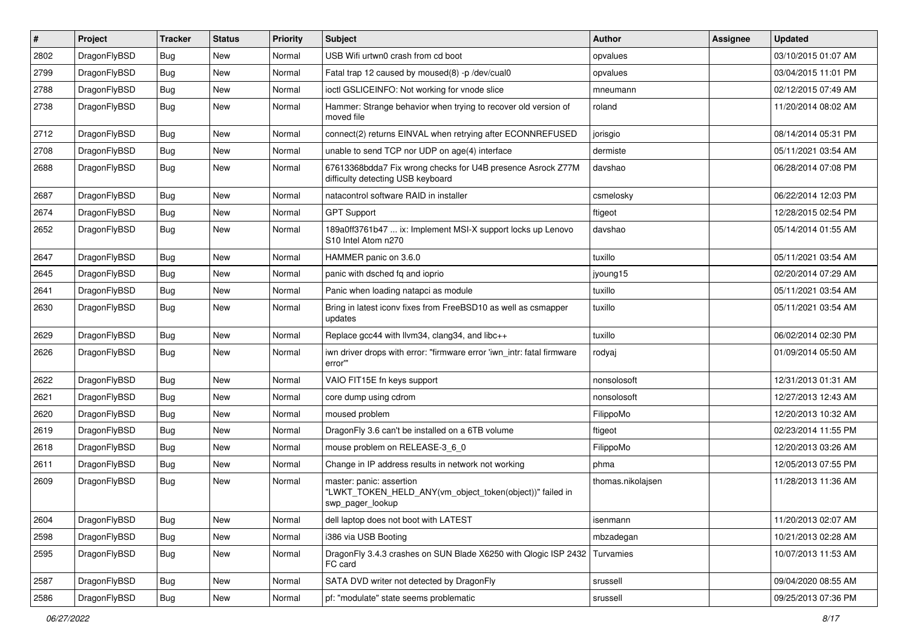| # | Project | Tracker | Status | Priority | Subject | Author | Assignee | Updated |
|---|---|---|---|---|---|---|---|---|
| 2802 | DragonFlyBSD | Bug | New | Normal | USB Wifi urtwn0 crash from cd boot | opvalues | | 03/10/2015 01:07 AM |
| 2799 | DragonFlyBSD | Bug | New | Normal | Fatal trap 12 caused by moused(8) -p /dev/cual0 | opvalues | | 03/04/2015 11:01 PM |
| 2788 | DragonFlyBSD | Bug | New | Normal | ioctl GSLICEINFO: Not working for vnode slice | mneumann | | 02/12/2015 07:49 AM |
| 2738 | DragonFlyBSD | Bug | New | Normal | Hammer: Strange behavior when trying to recover old version of moved file | roland | | 11/20/2014 08:02 AM |
| 2712 | DragonFlyBSD | Bug | New | Normal | connect(2) returns EINVAL when retrying after ECONNREFUSED | jorisgio | | 08/14/2014 05:31 PM |
| 2708 | DragonFlyBSD | Bug | New | Normal | unable to send TCP nor UDP on age(4) interface | dermiste | | 05/11/2021 03:54 AM |
| 2688 | DragonFlyBSD | Bug | New | Normal | 67613368bdda7 Fix wrong checks for U4B presence Asrock Z77M difficulty detecting USB keyboard | davshao | | 06/28/2014 07:08 PM |
| 2687 | DragonFlyBSD | Bug | New | Normal | natacontrol software RAID in installer | csmelosky | | 06/22/2014 12:03 PM |
| 2674 | DragonFlyBSD | Bug | New | Normal | GPT Support | ftigeot | | 12/28/2015 02:54 PM |
| 2652 | DragonFlyBSD | Bug | New | Normal | 189a0ff3761b47 ... ix: Implement MSI-X support locks up Lenovo S10 Intel Atom n270 | davshao | | 05/14/2014 01:55 AM |
| 2647 | DragonFlyBSD | Bug | New | Normal | HAMMER panic on 3.6.0 | tuxillo | | 05/11/2021 03:54 AM |
| 2645 | DragonFlyBSD | Bug | New | Normal | panic with dsched fq and ioprio | jyoung15 | | 02/20/2014 07:29 AM |
| 2641 | DragonFlyBSD | Bug | New | Normal | Panic when loading natapci as module | tuxillo | | 05/11/2021 03:54 AM |
| 2630 | DragonFlyBSD | Bug | New | Normal | Bring in latest iconv fixes from FreeBSD10 as well as csmapper updates | tuxillo | | 05/11/2021 03:54 AM |
| 2629 | DragonFlyBSD | Bug | New | Normal | Replace gcc44 with llvm34, clang34, and libc++ | tuxillo | | 06/02/2014 02:30 PM |
| 2626 | DragonFlyBSD | Bug | New | Normal | iwn driver drops with error: "firmware error 'iwn_intr: fatal firmware error'" | rodyaj | | 01/09/2014 05:50 AM |
| 2622 | DragonFlyBSD | Bug | New | Normal | VAIO FIT15E fn keys support | nonsolosoft | | 12/31/2013 01:31 AM |
| 2621 | DragonFlyBSD | Bug | New | Normal | core dump using cdrom | nonsolosoft | | 12/27/2013 12:43 AM |
| 2620 | DragonFlyBSD | Bug | New | Normal | moused problem | FilippoMo | | 12/20/2013 10:32 AM |
| 2619 | DragonFlyBSD | Bug | New | Normal | DragonFly 3.6 can't be installed on a 6TB volume | ftigeot | | 02/23/2014 11:55 PM |
| 2618 | DragonFlyBSD | Bug | New | Normal | mouse problem on RELEASE-3_6_0 | FilippoMo | | 12/20/2013 03:26 AM |
| 2611 | DragonFlyBSD | Bug | New | Normal | Change in IP address results in network not working | phma | | 12/05/2013 07:55 PM |
| 2609 | DragonFlyBSD | Bug | New | Normal | master: panic: assertion "LWKT_TOKEN_HELD_ANY(vm_object_token(object))" failed in swp_pager_lookup | thomas.nikolajsen | | 11/28/2013 11:36 AM |
| 2604 | DragonFlyBSD | Bug | New | Normal | dell laptop does not boot with LATEST | isenmann | | 11/20/2013 02:07 AM |
| 2598 | DragonFlyBSD | Bug | New | Normal | i386 via USB Booting | mbzadegan | | 10/21/2013 02:28 AM |
| 2595 | DragonFlyBSD | Bug | New | Normal | DragonFly 3.4.3 crashes on SUN Blade X6250 with Qlogic ISP 2432 FC card | Turvamies | | 10/07/2013 11:53 AM |
| 2587 | DragonFlyBSD | Bug | New | Normal | SATA DVD writer not detected by DragonFly | srussell | | 09/04/2020 08:55 AM |
| 2586 | DragonFlyBSD | Bug | New | Normal | pf: "modulate" state seems problematic | srussell | | 09/25/2013 07:36 PM |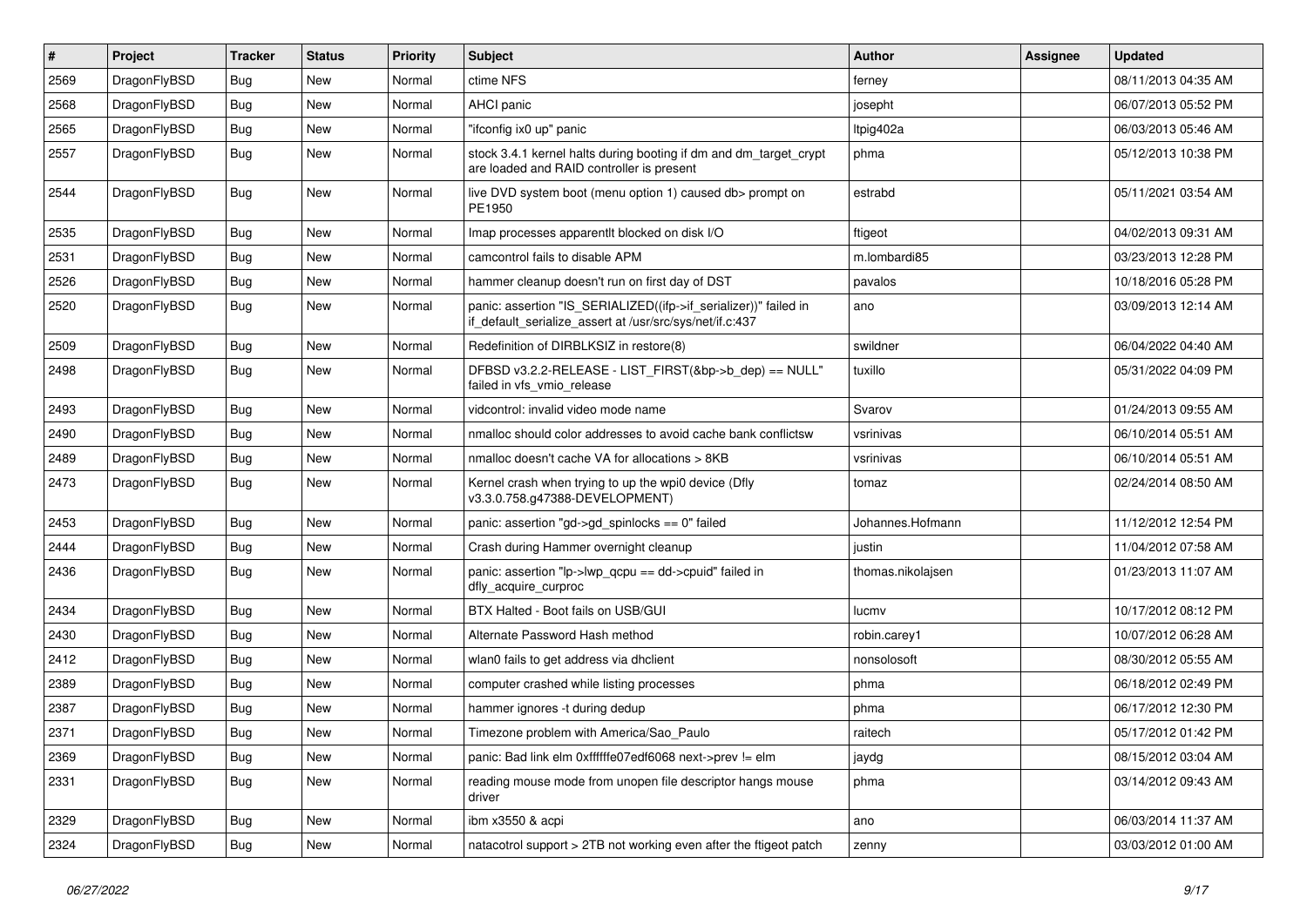| # | Project | Tracker | Status | Priority | Subject | Author | Assignee | Updated |
|---|---|---|---|---|---|---|---|---|
| 2569 | DragonFlyBSD | Bug | New | Normal | ctime NFS | ferney | | 08/11/2013 04:35 AM |
| 2568 | DragonFlyBSD | Bug | New | Normal | AHCI panic | josepht | | 06/07/2013 05:52 PM |
| 2565 | DragonFlyBSD | Bug | New | Normal | "ifconfig ix0 up" panic | ltpig402a | | 06/03/2013 05:46 AM |
| 2557 | DragonFlyBSD | Bug | New | Normal | stock 3.4.1 kernel halts during booting if dm and dm_target_crypt are loaded and RAID controller is present | phma | | 05/12/2013 10:38 PM |
| 2544 | DragonFlyBSD | Bug | New | Normal | live DVD system boot (menu option 1) caused db> prompt on PE1950 | estrabd | | 05/11/2021 03:54 AM |
| 2535 | DragonFlyBSD | Bug | New | Normal | Imap processes apparentlt blocked on disk I/O | ftigeot | | 04/02/2013 09:31 AM |
| 2531 | DragonFlyBSD | Bug | New | Normal | camcontrol fails to disable APM | m.lombardi85 | | 03/23/2013 12:28 PM |
| 2526 | DragonFlyBSD | Bug | New | Normal | hammer cleanup doesn't run on first day of DST | pavalos | | 10/18/2016 05:28 PM |
| 2520 | DragonFlyBSD | Bug | New | Normal | panic: assertion "IS_SERIALIZED((ifp->if_serializer))" failed in if_default_serialize_assert at /usr/src/sys/net/if.c:437 | ano | | 03/09/2013 12:14 AM |
| 2509 | DragonFlyBSD | Bug | New | Normal | Redefinition of DIRBLKSIZ in restore(8) | swildner | | 06/04/2022 04:40 AM |
| 2498 | DragonFlyBSD | Bug | New | Normal | DFBSD v3.2.2-RELEASE - LIST_FIRST(&bp->b_dep) == NULL" failed in vfs_vmio_release | tuxillo | | 05/31/2022 04:09 PM |
| 2493 | DragonFlyBSD | Bug | New | Normal | vidcontrol: invalid video mode name | Svarov | | 01/24/2013 09:55 AM |
| 2490 | DragonFlyBSD | Bug | New | Normal | nmalloc should color addresses to avoid cache bank conflictsw | vsrinivas | | 06/10/2014 05:51 AM |
| 2489 | DragonFlyBSD | Bug | New | Normal | nmalloc doesn't cache VA for allocations > 8KB | vsrinivas | | 06/10/2014 05:51 AM |
| 2473 | DragonFlyBSD | Bug | New | Normal | Kernel crash when trying to up the wpi0 device (Dfly v3.3.0.758.g47388-DEVELOPMENT) | tomaz | | 02/24/2014 08:50 AM |
| 2453 | DragonFlyBSD | Bug | New | Normal | panic: assertion "gd->gd_spinlocks == 0" failed | Johannes.Hofmann | | 11/12/2012 12:54 PM |
| 2444 | DragonFlyBSD | Bug | New | Normal | Crash during Hammer overnight cleanup | justin | | 11/04/2012 07:58 AM |
| 2436 | DragonFlyBSD | Bug | New | Normal | panic: assertion "lp->lwp_qcpu == dd->cpuid" failed in dfly_acquire_curproc | thomas.nikolajsen | | 01/23/2013 11:07 AM |
| 2434 | DragonFlyBSD | Bug | New | Normal | BTX Halted - Boot fails on USB/GUI | lucmv | | 10/17/2012 08:12 PM |
| 2430 | DragonFlyBSD | Bug | New | Normal | Alternate Password Hash method | robin.carey1 | | 10/07/2012 06:28 AM |
| 2412 | DragonFlyBSD | Bug | New | Normal | wlan0 fails to get address via dhclient | nonsolosoft | | 08/30/2012 05:55 AM |
| 2389 | DragonFlyBSD | Bug | New | Normal | computer crashed while listing processes | phma | | 06/18/2012 02:49 PM |
| 2387 | DragonFlyBSD | Bug | New | Normal | hammer ignores -t during dedup | phma | | 06/17/2012 12:30 PM |
| 2371 | DragonFlyBSD | Bug | New | Normal | Timezone problem with America/Sao_Paulo | raitech | | 05/17/2012 01:42 PM |
| 2369 | DragonFlyBSD | Bug | New | Normal | panic: Bad link elm 0xffffffe07edf6068 next->prev != elm | jaydg | | 08/15/2012 03:04 AM |
| 2331 | DragonFlyBSD | Bug | New | Normal | reading mouse mode from unopen file descriptor hangs mouse driver | phma | | 03/14/2012 09:43 AM |
| 2329 | DragonFlyBSD | Bug | New | Normal | ibm x3550 & acpi | ano | | 06/03/2014 11:37 AM |
| 2324 | DragonFlyBSD | Bug | New | Normal | natacotrol support > 2TB not working even after the ftigeot patch | zenny | | 03/03/2012 01:00 AM |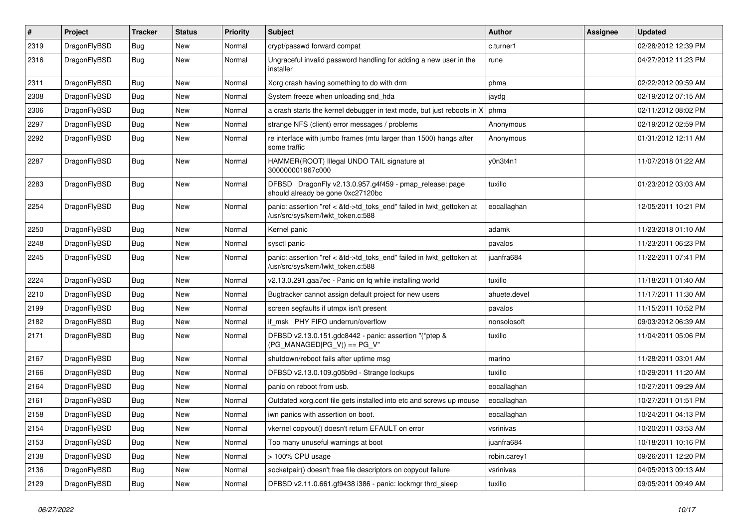| # | Project | Tracker | Status | Priority | Subject | Author | Assignee | Updated |
|---|---|---|---|---|---|---|---|---|
| 2319 | DragonFlyBSD | Bug | New | Normal | crypt/passwd forward compat | c.turner1 | | 02/28/2012 12:39 PM |
| 2316 | DragonFlyBSD | Bug | New | Normal | Ungraceful invalid password handling for adding a new user in the installer | rune | | 04/27/2012 11:23 PM |
| 2311 | DragonFlyBSD | Bug | New | Normal | Xorg crash having something to do with drm | phma | | 02/22/2012 09:59 AM |
| 2308 | DragonFlyBSD | Bug | New | Normal | System freeze when unloading snd_hda | jaydg | | 02/19/2012 07:15 AM |
| 2306 | DragonFlyBSD | Bug | New | Normal | a crash starts the kernel debugger in text mode, but just reboots in X | phma | | 02/11/2012 08:02 PM |
| 2297 | DragonFlyBSD | Bug | New | Normal | strange NFS (client) error messages / problems | Anonymous | | 02/19/2012 02:59 PM |
| 2292 | DragonFlyBSD | Bug | New | Normal | re interface with jumbo frames (mtu larger than 1500) hangs after some traffic | Anonymous | | 01/31/2012 12:11 AM |
| 2287 | DragonFlyBSD | Bug | New | Normal | HAMMER(ROOT) Illegal UNDO TAIL signature at 300000001967c000 | y0n3t4n1 | | 11/07/2018 01:22 AM |
| 2283 | DragonFlyBSD | Bug | New | Normal | DFBSD DragonFly v2.13.0.957.g4f459 - pmap_release: page should already be gone 0xc27120bc | tuxillo | | 01/23/2012 03:03 AM |
| 2254 | DragonFlyBSD | Bug | New | Normal | panic: assertion "ref < &td->td_toks_end" failed in lwkt_gettoken at /usr/src/sys/kern/lwkt_token.c:588 | eocallaghan | | 12/05/2011 10:21 PM |
| 2250 | DragonFlyBSD | Bug | New | Normal | Kernel panic | adamk | | 11/23/2018 01:10 AM |
| 2248 | DragonFlyBSD | Bug | New | Normal | sysctl panic | pavalos | | 11/23/2011 06:23 PM |
| 2245 | DragonFlyBSD | Bug | New | Normal | panic: assertion "ref < &td->td_toks_end" failed in lwkt_gettoken at /usr/src/sys/kern/lwkt_token.c:588 | juanfra684 | | 11/22/2011 07:41 PM |
| 2224 | DragonFlyBSD | Bug | New | Normal | v2.13.0.291.gaa7ec - Panic on fq while installing world | tuxillo | | 11/18/2011 01:40 AM |
| 2210 | DragonFlyBSD | Bug | New | Normal | Bugtracker cannot assign default project for new users | ahuete.devel | | 11/17/2011 11:30 AM |
| 2199 | DragonFlyBSD | Bug | New | Normal | screen segfaults if utmpx isn't present | pavalos | | 11/15/2011 10:52 PM |
| 2182 | DragonFlyBSD | Bug | New | Normal | if_msk PHY FIFO underrun/overflow | nonsolosoft | | 09/03/2012 06:39 AM |
| 2171 | DragonFlyBSD | Bug | New | Normal | DFBSD v2.13.0.151.gdc8442 - panic: assertion "(*ptep & (PG_MANAGED\|PG_V)) == PG_V" | tuxillo | | 11/04/2011 05:06 PM |
| 2167 | DragonFlyBSD | Bug | New | Normal | shutdown/reboot fails after uptime msg | marino | | 11/28/2011 03:01 AM |
| 2166 | DragonFlyBSD | Bug | New | Normal | DFBSD v2.13.0.109.g05b9d - Strange lockups | tuxillo | | 10/29/2011 11:20 AM |
| 2164 | DragonFlyBSD | Bug | New | Normal | panic on reboot from usb. | eocallaghan | | 10/27/2011 09:29 AM |
| 2161 | DragonFlyBSD | Bug | New | Normal | Outdated xorg.conf file gets installed into etc and screws up mouse | eocallaghan | | 10/27/2011 01:51 PM |
| 2158 | DragonFlyBSD | Bug | New | Normal | iwn panics with assertion on boot. | eocallaghan | | 10/24/2011 04:13 PM |
| 2154 | DragonFlyBSD | Bug | New | Normal | vkernel copyout() doesn't return EFAULT on error | vsrinivas | | 10/20/2011 03:53 AM |
| 2153 | DragonFlyBSD | Bug | New | Normal | Too many unuseful warnings at boot | juanfra684 | | 10/18/2011 10:16 PM |
| 2138 | DragonFlyBSD | Bug | New | Normal | > 100% CPU usage | robin.carey1 | | 09/26/2011 12:20 PM |
| 2136 | DragonFlyBSD | Bug | New | Normal | socketpair() doesn't free file descriptors on copyout failure | vsrinivas | | 04/05/2013 09:13 AM |
| 2129 | DragonFlyBSD | Bug | New | Normal | DFBSD v2.11.0.661.gf9438 i386 - panic: lockmgr thrd_sleep | tuxillo | | 09/05/2011 09:49 AM |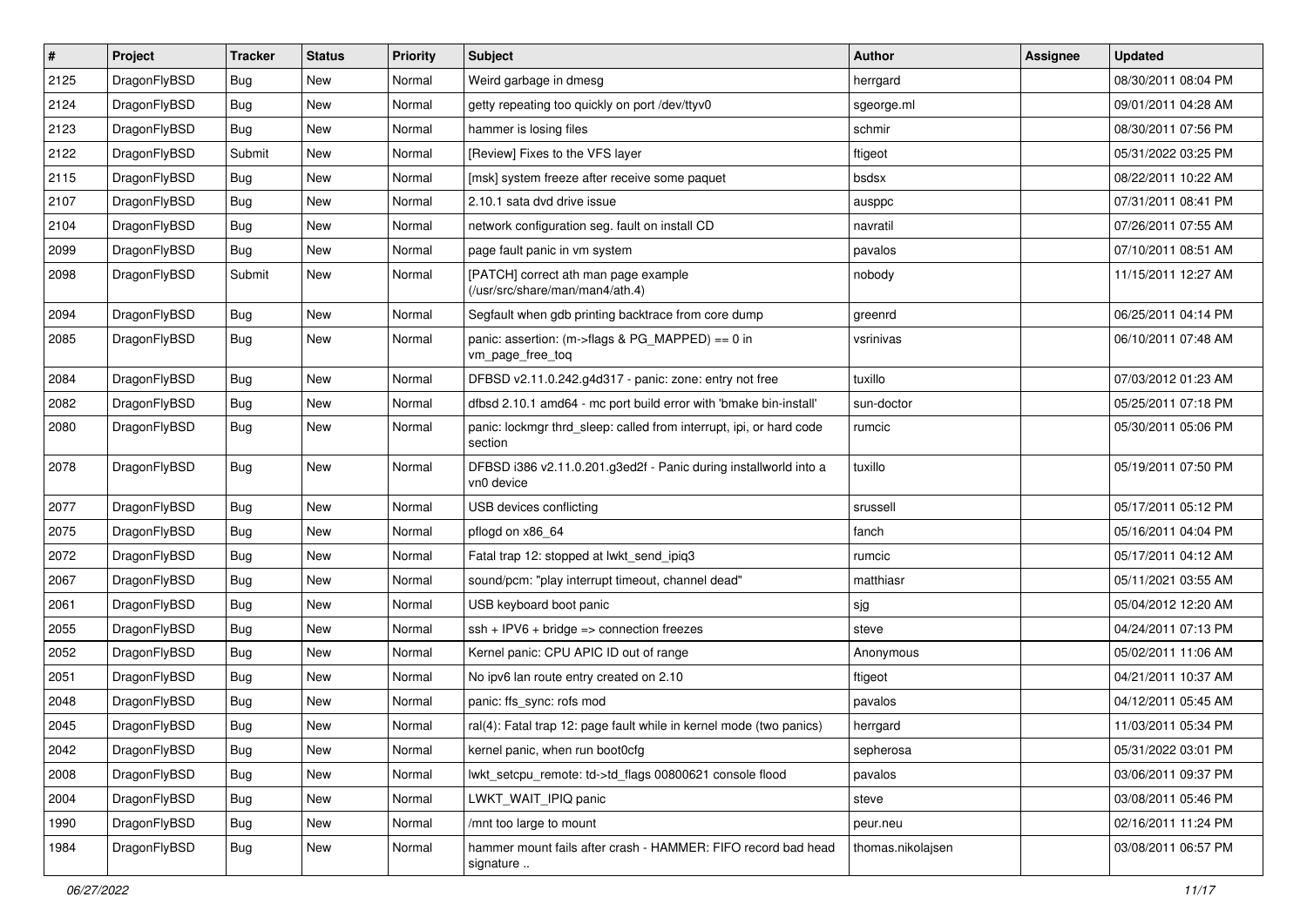| # | Project | Tracker | Status | Priority | Subject | Author | Assignee | Updated |
|---|---|---|---|---|---|---|---|---|
| 2125 | DragonFlyBSD | Bug | New | Normal | Weird garbage in dmesg | herrgard | | 08/30/2011 08:04 PM |
| 2124 | DragonFlyBSD | Bug | New | Normal | getty repeating too quickly on port /dev/ttyv0 | sgeorge.ml | | 09/01/2011 04:28 AM |
| 2123 | DragonFlyBSD | Bug | New | Normal | hammer is losing files | schmir | | 08/30/2011 07:56 PM |
| 2122 | DragonFlyBSD | Submit | New | Normal | [Review] Fixes to the VFS layer | ftigeot | | 05/31/2022 03:25 PM |
| 2115 | DragonFlyBSD | Bug | New | Normal | [msk] system freeze after receive some paquet | bsdsx | | 08/22/2011 10:22 AM |
| 2107 | DragonFlyBSD | Bug | New | Normal | 2.10.1 sata dvd drive issue | ausppc | | 07/31/2011 08:41 PM |
| 2104 | DragonFlyBSD | Bug | New | Normal | network configuration seg. fault on install CD | navratil | | 07/26/2011 07:55 AM |
| 2099 | DragonFlyBSD | Bug | New | Normal | page fault panic in vm system | pavalos | | 07/10/2011 08:51 AM |
| 2098 | DragonFlyBSD | Submit | New | Normal | [PATCH] correct ath man page example (/usr/src/share/man/man4/ath.4) | nobody | | 11/15/2011 12:27 AM |
| 2094 | DragonFlyBSD | Bug | New | Normal | Segfault when gdb printing backtrace from core dump | greenrd | | 06/25/2011 04:14 PM |
| 2085 | DragonFlyBSD | Bug | New | Normal | panic: assertion: (m->flags & PG_MAPPED) == 0 in vm_page_free_toq | vsrinivas | | 06/10/2011 07:48 AM |
| 2084 | DragonFlyBSD | Bug | New | Normal | DFBSD v2.11.0.242.g4d317 - panic: zone: entry not free | tuxillo | | 07/03/2012 01:23 AM |
| 2082 | DragonFlyBSD | Bug | New | Normal | dfbsd 2.10.1 amd64 - mc port build error with 'bmake bin-install' | sun-doctor | | 05/25/2011 07:18 PM |
| 2080 | DragonFlyBSD | Bug | New | Normal | panic: lockmgr thrd_sleep: called from interrupt, ipi, or hard code section | rumcic | | 05/30/2011 05:06 PM |
| 2078 | DragonFlyBSD | Bug | New | Normal | DFBSD i386 v2.11.0.201.g3ed2f - Panic during installworld into a vn0 device | tuxillo | | 05/19/2011 07:50 PM |
| 2077 | DragonFlyBSD | Bug | New | Normal | USB devices conflicting | srussell | | 05/17/2011 05:12 PM |
| 2075 | DragonFlyBSD | Bug | New | Normal | pflogd on x86_64 | fanch | | 05/16/2011 04:04 PM |
| 2072 | DragonFlyBSD | Bug | New | Normal | Fatal trap 12: stopped at lwkt_send_ipiq3 | rumcic | | 05/17/2011 04:12 AM |
| 2067 | DragonFlyBSD | Bug | New | Normal | sound/pcm: "play interrupt timeout, channel dead" | matthiasr | | 05/11/2021 03:55 AM |
| 2061 | DragonFlyBSD | Bug | New | Normal | USB keyboard boot panic | sjg | | 05/04/2012 12:20 AM |
| 2055 | DragonFlyBSD | Bug | New | Normal | ssh + IPV6 + bridge => connection freezes | steve | | 04/24/2011 07:13 PM |
| 2052 | DragonFlyBSD | Bug | New | Normal | Kernel panic: CPU APIC ID out of range | Anonymous | | 05/02/2011 11:06 AM |
| 2051 | DragonFlyBSD | Bug | New | Normal | No ipv6 lan route entry created on 2.10 | ftigeot | | 04/21/2011 10:37 AM |
| 2048 | DragonFlyBSD | Bug | New | Normal | panic: ffs_sync: rofs mod | pavalos | | 04/12/2011 05:45 AM |
| 2045 | DragonFlyBSD | Bug | New | Normal | ral(4): Fatal trap 12: page fault while in kernel mode (two panics) | herrgard | | 11/03/2011 05:34 PM |
| 2042 | DragonFlyBSD | Bug | New | Normal | kernel panic, when run boot0cfg | sepherosa | | 05/31/2022 03:01 PM |
| 2008 | DragonFlyBSD | Bug | New | Normal | lwkt_setcpu_remote: td->td_flags 00800621 console flood | pavalos | | 03/06/2011 09:37 PM |
| 2004 | DragonFlyBSD | Bug | New | Normal | LWKT_WAIT_IPIQ panic | steve | | 03/08/2011 05:46 PM |
| 1990 | DragonFlyBSD | Bug | New | Normal | /mnt too large to mount | peur.neu | | 02/16/2011 11:24 PM |
| 1984 | DragonFlyBSD | Bug | New | Normal | hammer mount fails after crash - HAMMER: FIFO record bad head signature .. | thomas.nikolajsen | | 03/08/2011 06:57 PM |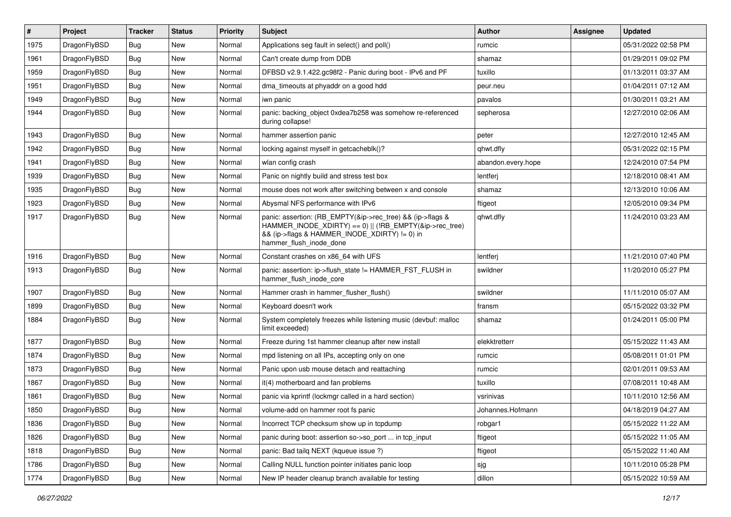| # | Project | Tracker | Status | Priority | Subject | Author | Assignee | Updated |
|---|---|---|---|---|---|---|---|---|
| 1975 | DragonFlyBSD | Bug | New | Normal | Applications seg fault in select() and poll() | rumcic | | 05/31/2022 02:58 PM |
| 1961 | DragonFlyBSD | Bug | New | Normal | Can't create dump from DDB | shamaz | | 01/29/2011 09:02 PM |
| 1959 | DragonFlyBSD | Bug | New | Normal | DFBSD v2.9.1.422.gc98f2 - Panic during boot - IPv6 and PF | tuxillo | | 01/13/2011 03:37 AM |
| 1951 | DragonFlyBSD | Bug | New | Normal | dma_timeouts at phyaddr on a good hdd | peur.neu | | 01/04/2011 07:12 AM |
| 1949 | DragonFlyBSD | Bug | New | Normal | iwn panic | pavalos | | 01/30/2011 03:21 AM |
| 1944 | DragonFlyBSD | Bug | New | Normal | panic: backing_object 0xdea7b258 was somehow re-referenced during collapse! | sepherosa | | 12/27/2010 02:06 AM |
| 1943 | DragonFlyBSD | Bug | New | Normal | hammer assertion panic | peter | | 12/27/2010 12:45 AM |
| 1942 | DragonFlyBSD | Bug | New | Normal | locking against myself in getcacheblk()? | qhwt.dfly | | 05/31/2022 02:15 PM |
| 1941 | DragonFlyBSD | Bug | New | Normal | wlan config crash | abandon.every.hope | | 12/24/2010 07:54 PM |
| 1939 | DragonFlyBSD | Bug | New | Normal | Panic on nightly build and stress test box | lentferj | | 12/18/2010 08:41 AM |
| 1935 | DragonFlyBSD | Bug | New | Normal | mouse does not work after switching between x and console | shamaz | | 12/13/2010 10:06 AM |
| 1923 | DragonFlyBSD | Bug | New | Normal | Abysmal NFS performance with IPv6 | ftigeot | | 12/05/2010 09:34 PM |
| 1917 | DragonFlyBSD | Bug | New | Normal | panic: assertion: (RB_EMPTY(&ip->rec_tree) && (ip->flags & HAMMER_INODE_XDIRTY) == 0) \|\| (!RB_EMPTY(&ip->rec_tree) && (ip->flags & HAMMER_INODE_XDIRTY) != 0) in hammer_flush_inode_done | qhwt.dfly | | 11/24/2010 03:23 AM |
| 1916 | DragonFlyBSD | Bug | New | Normal | Constant crashes on x86_64 with UFS | lentferj | | 11/21/2010 07:40 PM |
| 1913 | DragonFlyBSD | Bug | New | Normal | panic: assertion: ip->flush_state != HAMMER_FST_FLUSH in hammer_flush_inode_core | swildner | | 11/20/2010 05:27 PM |
| 1907 | DragonFlyBSD | Bug | New | Normal | Hammer crash in hammer_flusher_flush() | swildner | | 11/11/2010 05:07 AM |
| 1899 | DragonFlyBSD | Bug | New | Normal | Keyboard doesn't work | fransm | | 05/15/2022 03:32 PM |
| 1884 | DragonFlyBSD | Bug | New | Normal | System completely freezes while listening music (devbuf: malloc limit exceeded) | shamaz | | 01/24/2011 05:00 PM |
| 1877 | DragonFlyBSD | Bug | New | Normal | Freeze during 1st hammer cleanup after new install | elekktretterr | | 05/15/2022 11:43 AM |
| 1874 | DragonFlyBSD | Bug | New | Normal | mpd listening on all IPs, accepting only on one | rumcic | | 05/08/2011 01:01 PM |
| 1873 | DragonFlyBSD | Bug | New | Normal | Panic upon usb mouse detach and reattaching | rumcic | | 02/01/2011 09:53 AM |
| 1867 | DragonFlyBSD | Bug | New | Normal | it(4) motherboard and fan problems | tuxillo | | 07/08/2011 10:48 AM |
| 1861 | DragonFlyBSD | Bug | New | Normal | panic via kprintf (lockmgr called in a hard section) | vsrinivas | | 10/11/2010 12:56 AM |
| 1850 | DragonFlyBSD | Bug | New | Normal | volume-add on hammer root fs panic | Johannes.Hofmann | | 04/18/2019 04:27 AM |
| 1836 | DragonFlyBSD | Bug | New | Normal | Incorrect TCP checksum show up in tcpdump | robgar1 | | 05/15/2022 11:22 AM |
| 1826 | DragonFlyBSD | Bug | New | Normal | panic during boot: assertion so->so_port ... in tcp_input | ftigeot | | 05/15/2022 11:05 AM |
| 1818 | DragonFlyBSD | Bug | New | Normal | panic: Bad tailq NEXT (kqueue issue ?) | ftigeot | | 05/15/2022 11:40 AM |
| 1786 | DragonFlyBSD | Bug | New | Normal | Calling NULL function pointer initiates panic loop | sjg | | 10/11/2010 05:28 PM |
| 1774 | DragonFlyBSD | Bug | New | Normal | New IP header cleanup branch available for testing | dillon | | 05/15/2022 10:59 AM |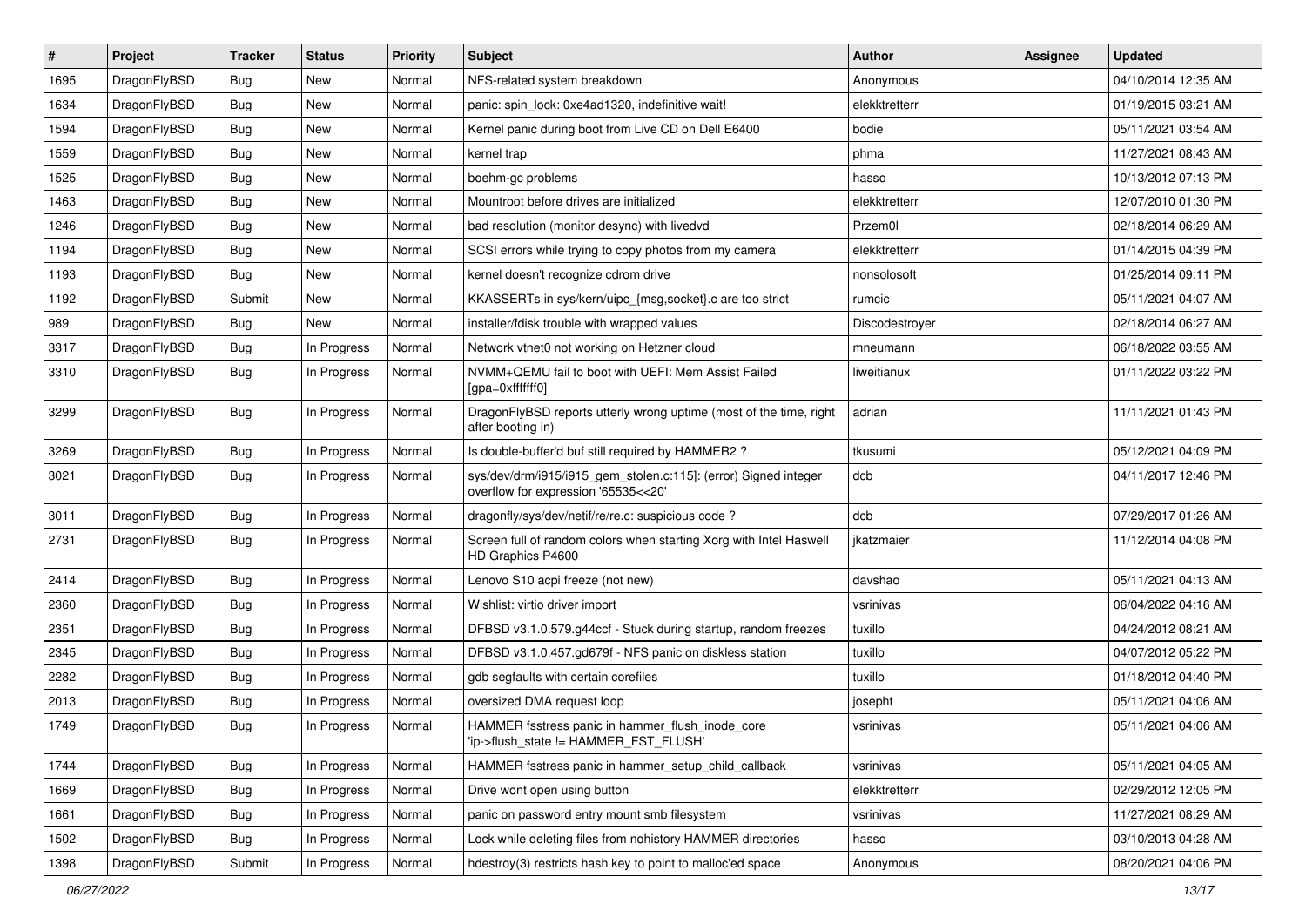| # | Project | Tracker | Status | Priority | Subject | Author | Assignee | Updated |
|---|---|---|---|---|---|---|---|---|
| 1695 | DragonFlyBSD | Bug | New | Normal | NFS-related system breakdown | Anonymous | | 04/10/2014 12:35 AM |
| 1634 | DragonFlyBSD | Bug | New | Normal | panic: spin_lock: 0xe4ad1320, indefinitive wait! | elekktretterr | | 01/19/2015 03:21 AM |
| 1594 | DragonFlyBSD | Bug | New | Normal | Kernel panic during boot from Live CD on Dell E6400 | bodie | | 05/11/2021 03:54 AM |
| 1559 | DragonFlyBSD | Bug | New | Normal | kernel trap | phma | | 11/27/2021 08:43 AM |
| 1525 | DragonFlyBSD | Bug | New | Normal | boehm-gc problems | hasso | | 10/13/2012 07:13 PM |
| 1463 | DragonFlyBSD | Bug | New | Normal | Mountroot before drives are initialized | elekktretterr | | 12/07/2010 01:30 PM |
| 1246 | DragonFlyBSD | Bug | New | Normal | bad resolution (monitor desync) with livedvd | Przem0l | | 02/18/2014 06:29 AM |
| 1194 | DragonFlyBSD | Bug | New | Normal | SCSI errors while trying to copy photos from my camera | elekktretterr | | 01/14/2015 04:39 PM |
| 1193 | DragonFlyBSD | Bug | New | Normal | kernel doesn't recognize cdrom drive | nonsolosoft | | 01/25/2014 09:11 PM |
| 1192 | DragonFlyBSD | Submit | New | Normal | KKASSERTs in sys/kern/uipc_{msg,socket}.c are too strict | rumcic | | 05/11/2021 04:07 AM |
| 989 | DragonFlyBSD | Bug | New | Normal | installer/fdisk trouble with wrapped values | Discodestroyer | | 02/18/2014 06:27 AM |
| 3317 | DragonFlyBSD | Bug | In Progress | Normal | Network vtnet0 not working on Hetzner cloud | mneumann | | 06/18/2022 03:55 AM |
| 3310 | DragonFlyBSD | Bug | In Progress | Normal | NVMM+QEMU fail to boot with UEFI: Mem Assist Failed [gpa=0xfffffff0] | liweitianux | | 01/11/2022 03:22 PM |
| 3299 | DragonFlyBSD | Bug | In Progress | Normal | DragonFlyBSD reports utterly wrong uptime (most of the time, right after booting in) | adrian | | 11/11/2021 01:43 PM |
| 3269 | DragonFlyBSD | Bug | In Progress | Normal | Is double-buffer'd buf still required by HAMMER2 ? | tkusumi | | 05/12/2021 04:09 PM |
| 3021 | DragonFlyBSD | Bug | In Progress | Normal | sys/dev/drm/i915/i915_gem_stolen.c:115]: (error) Signed integer overflow for expression '65535<<20' | dcb | | 04/11/2017 12:46 PM |
| 3011 | DragonFlyBSD | Bug | In Progress | Normal | dragonfly/sys/dev/netif/re/re.c: suspicious code ? | dcb | | 07/29/2017 01:26 AM |
| 2731 | DragonFlyBSD | Bug | In Progress | Normal | Screen full of random colors when starting Xorg with Intel Haswell HD Graphics P4600 | jkatzmaier | | 11/12/2014 04:08 PM |
| 2414 | DragonFlyBSD | Bug | In Progress | Normal | Lenovo S10 acpi freeze (not new) | davshao | | 05/11/2021 04:13 AM |
| 2360 | DragonFlyBSD | Bug | In Progress | Normal | Wishlist: virtio driver import | vsrinivas | | 06/04/2022 04:16 AM |
| 2351 | DragonFlyBSD | Bug | In Progress | Normal | DFBSD v3.1.0.579.g44ccf - Stuck during startup, random freezes | tuxillo | | 04/24/2012 08:21 AM |
| 2345 | DragonFlyBSD | Bug | In Progress | Normal | DFBSD v3.1.0.457.gd679f - NFS panic on diskless station | tuxillo | | 04/07/2012 05:22 PM |
| 2282 | DragonFlyBSD | Bug | In Progress | Normal | gdb segfaults with certain corefiles | tuxillo | | 01/18/2012 04:40 PM |
| 2013 | DragonFlyBSD | Bug | In Progress | Normal | oversized DMA request loop | josepht | | 05/11/2021 04:06 AM |
| 1749 | DragonFlyBSD | Bug | In Progress | Normal | HAMMER fsstress panic in hammer_flush_inode_core 'ip->flush_state != HAMMER_FST_FLUSH' | vsrinivas | | 05/11/2021 04:06 AM |
| 1744 | DragonFlyBSD | Bug | In Progress | Normal | HAMMER fsstress panic in hammer_setup_child_callback | vsrinivas | | 05/11/2021 04:05 AM |
| 1669 | DragonFlyBSD | Bug | In Progress | Normal | Drive wont open using button | elekktretterr | | 02/29/2012 12:05 PM |
| 1661 | DragonFlyBSD | Bug | In Progress | Normal | panic on password entry mount smb filesystem | vsrinivas | | 11/27/2021 08:29 AM |
| 1502 | DragonFlyBSD | Bug | In Progress | Normal | Lock while deleting files from nohistory HAMMER directories | hasso | | 03/10/2013 04:28 AM |
| 1398 | DragonFlyBSD | Submit | In Progress | Normal | hdestroy(3) restricts hash key to point to malloc'ed space | Anonymous | | 08/20/2021 04:06 PM |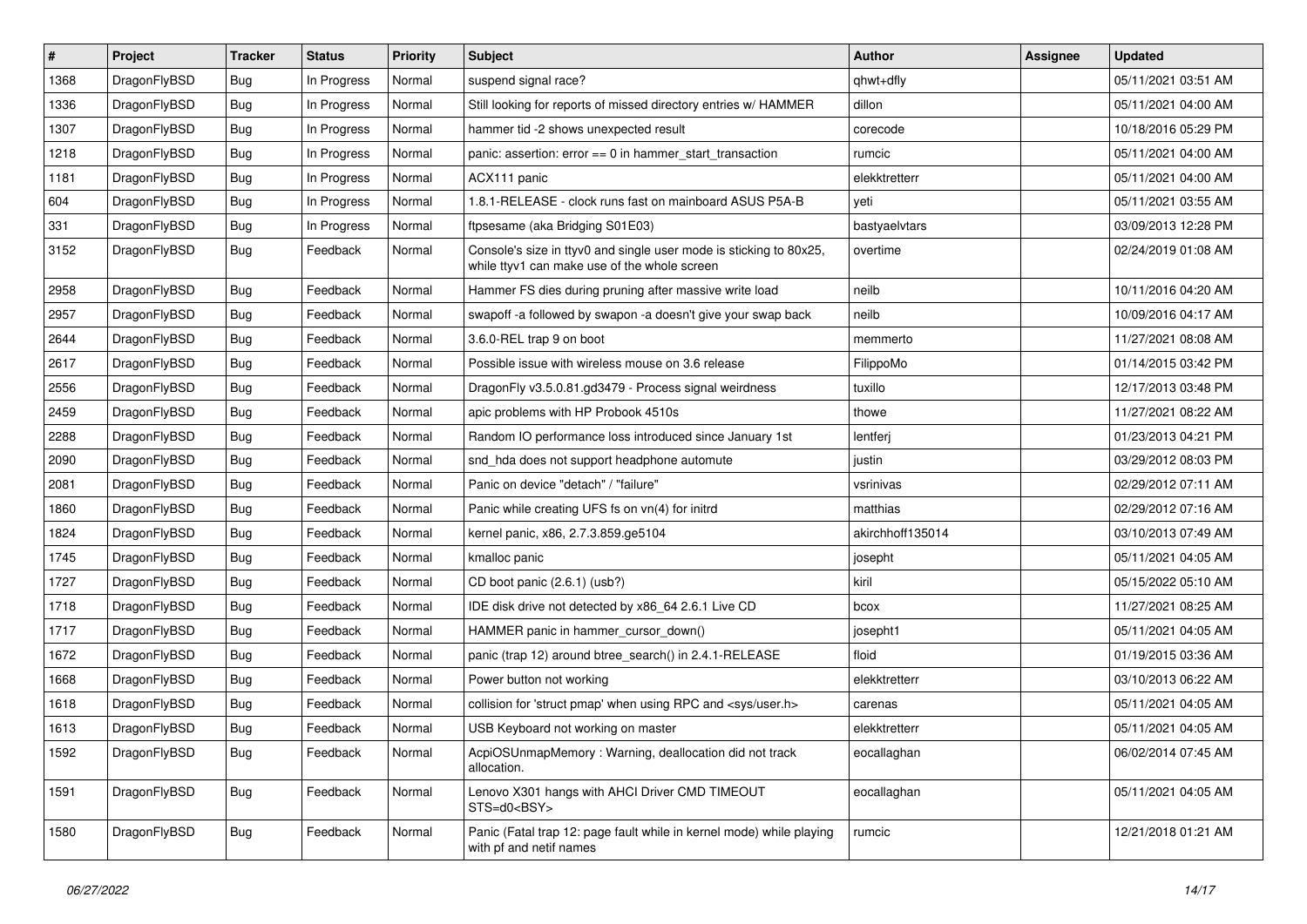| # | Project | Tracker | Status | Priority | Subject | Author | Assignee | Updated |
|---|---|---|---|---|---|---|---|---|
| 1368 | DragonFlyBSD | Bug | In Progress | Normal | suspend signal race? | qhwt+dfly | | 05/11/2021 03:51 AM |
| 1336 | DragonFlyBSD | Bug | In Progress | Normal | Still looking for reports of missed directory entries w/ HAMMER | dillon | | 05/11/2021 04:00 AM |
| 1307 | DragonFlyBSD | Bug | In Progress | Normal | hammer tid -2 shows unexpected result | corecode | | 10/18/2016 05:29 PM |
| 1218 | DragonFlyBSD | Bug | In Progress | Normal | panic: assertion: error == 0 in hammer_start_transaction | rumcic | | 05/11/2021 04:00 AM |
| 1181 | DragonFlyBSD | Bug | In Progress | Normal | ACX111 panic | elekktretterr | | 05/11/2021 04:00 AM |
| 604 | DragonFlyBSD | Bug | In Progress | Normal | 1.8.1-RELEASE - clock runs fast on mainboard ASUS P5A-B | yeti | | 05/11/2021 03:55 AM |
| 331 | DragonFlyBSD | Bug | In Progress | Normal | ftpsesame (aka Bridging S01E03) | bastyaelvtars | | 03/09/2013 12:28 PM |
| 3152 | DragonFlyBSD | Bug | Feedback | Normal | Console's size in ttyv0 and single user mode is sticking to 80x25, while ttyv1 can make use of the whole screen | overtime | | 02/24/2019 01:08 AM |
| 2958 | DragonFlyBSD | Bug | Feedback | Normal | Hammer FS dies during pruning after massive write load | neilb | | 10/11/2016 04:20 AM |
| 2957 | DragonFlyBSD | Bug | Feedback | Normal | swapoff -a followed by swapon -a doesn't give your swap back | neilb | | 10/09/2016 04:17 AM |
| 2644 | DragonFlyBSD | Bug | Feedback | Normal | 3.6.0-REL trap 9 on boot | memmerto | | 11/27/2021 08:08 AM |
| 2617 | DragonFlyBSD | Bug | Feedback | Normal | Possible issue with wireless mouse on 3.6 release | FilippoMo | | 01/14/2015 03:42 PM |
| 2556 | DragonFlyBSD | Bug | Feedback | Normal | DragonFly v3.5.0.81.gd3479 - Process signal weirdness | tuxillo | | 12/17/2013 03:48 PM |
| 2459 | DragonFlyBSD | Bug | Feedback | Normal | apic problems with HP Probook 4510s | thowe | | 11/27/2021 08:22 AM |
| 2288 | DragonFlyBSD | Bug | Feedback | Normal | Random IO performance loss introduced since January 1st | lentferj | | 01/23/2013 04:21 PM |
| 2090 | DragonFlyBSD | Bug | Feedback | Normal | snd_hda does not support headphone automute | justin | | 03/29/2012 08:03 PM |
| 2081 | DragonFlyBSD | Bug | Feedback | Normal | Panic on device "detach" / "failure" | vsrinivas | | 02/29/2012 07:11 AM |
| 1860 | DragonFlyBSD | Bug | Feedback | Normal | Panic while creating UFS fs on vn(4) for initrd | matthias | | 02/29/2012 07:16 AM |
| 1824 | DragonFlyBSD | Bug | Feedback | Normal | kernel panic, x86, 2.7.3.859.ge5104 | akirchhoff135014 | | 03/10/2013 07:49 AM |
| 1745 | DragonFlyBSD | Bug | Feedback | Normal | kmalloc panic | josepht | | 05/11/2021 04:05 AM |
| 1727 | DragonFlyBSD | Bug | Feedback | Normal | CD boot panic (2.6.1) (usb?) | kiril | | 05/15/2022 05:10 AM |
| 1718 | DragonFlyBSD | Bug | Feedback | Normal | IDE disk drive not detected by x86_64 2.6.1 Live CD | bcox | | 11/27/2021 08:25 AM |
| 1717 | DragonFlyBSD | Bug | Feedback | Normal | HAMMER panic in hammer_cursor_down() | josepht1 | | 05/11/2021 04:05 AM |
| 1672 | DragonFlyBSD | Bug | Feedback | Normal | panic (trap 12) around btree_search() in 2.4.1-RELEASE | floid | | 01/19/2015 03:36 AM |
| 1668 | DragonFlyBSD | Bug | Feedback | Normal | Power button not working | elekktretterr | | 03/10/2013 06:22 AM |
| 1618 | DragonFlyBSD | Bug | Feedback | Normal | collision for 'struct pmap' when using RPC and <sys/user.h> | carenas | | 05/11/2021 04:05 AM |
| 1613 | DragonFlyBSD | Bug | Feedback | Normal | USB Keyboard not working on master | elekktretterr | | 05/11/2021 04:05 AM |
| 1592 | DragonFlyBSD | Bug | Feedback | Normal | AcpiOSUnmapMemory : Warning, deallocation did not track allocation. | eocallaghan | | 06/02/2014 07:45 AM |
| 1591 | DragonFlyBSD | Bug | Feedback | Normal | Lenovo X301 hangs with AHCI Driver CMD TIMEOUT STS=d0<BSY> | eocallaghan | | 05/11/2021 04:05 AM |
| 1580 | DragonFlyBSD | Bug | Feedback | Normal | Panic (Fatal trap 12: page fault while in kernel mode) while playing with pf and netif names | rumcic | | 12/21/2018 01:21 AM |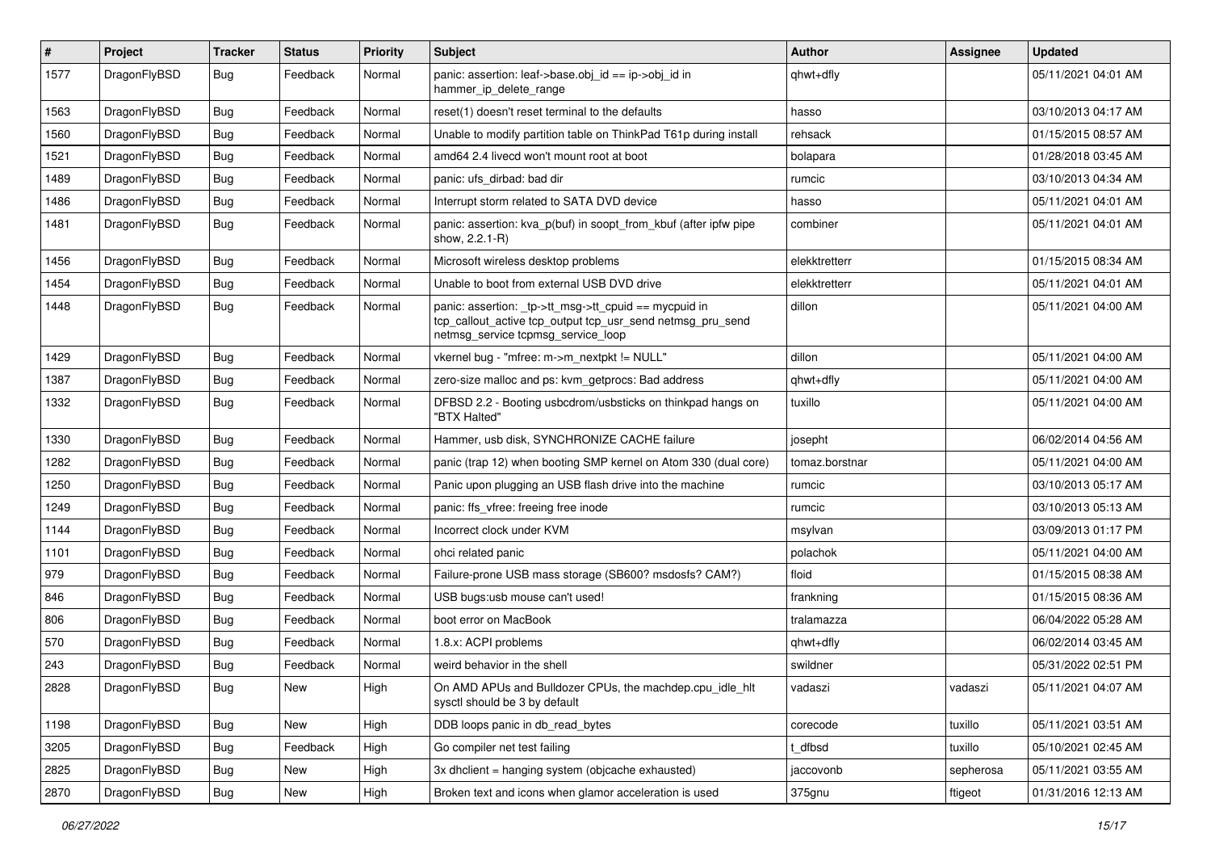| # | Project | Tracker | Status | Priority | Subject | Author | Assignee | Updated |
|---|---|---|---|---|---|---|---|---|
| 1577 | DragonFlyBSD | Bug | Feedback | Normal | panic: assertion: leaf->base.obj_id == ip->obj_id in hammer_ip_delete_range | qhwt+dfly | | 05/11/2021 04:01 AM |
| 1563 | DragonFlyBSD | Bug | Feedback | Normal | reset(1) doesn't reset terminal to the defaults | hasso | | 03/10/2013 04:17 AM |
| 1560 | DragonFlyBSD | Bug | Feedback | Normal | Unable to modify partition table on ThinkPad T61p during install | rehsack | | 01/15/2015 08:57 AM |
| 1521 | DragonFlyBSD | Bug | Feedback | Normal | amd64 2.4 livecd won't mount root at boot | bolapara | | 01/28/2018 03:45 AM |
| 1489 | DragonFlyBSD | Bug | Feedback | Normal | panic: ufs_dirbad: bad dir | rumcic | | 03/10/2013 04:34 AM |
| 1486 | DragonFlyBSD | Bug | Feedback | Normal | Interrupt storm related to SATA DVD device | hasso | | 05/11/2021 04:01 AM |
| 1481 | DragonFlyBSD | Bug | Feedback | Normal | panic: assertion: kva_p(buf) in soopt_from_kbuf (after ipfw pipe show, 2.2.1-R) | combiner | | 05/11/2021 04:01 AM |
| 1456 | DragonFlyBSD | Bug | Feedback | Normal | Microsoft wireless desktop problems | elekktretterr | | 01/15/2015 08:34 AM |
| 1454 | DragonFlyBSD | Bug | Feedback | Normal | Unable to boot from external USB DVD drive | elekktretterr | | 05/11/2021 04:01 AM |
| 1448 | DragonFlyBSD | Bug | Feedback | Normal | panic: assertion: _tp->tt_msg->tt_cpuid == mycpuid in tcp_callout_active tcp_output tcp_usr_send netmsg_pru_send netmsg_service tcpmsg_service_loop | dillon | | 05/11/2021 04:00 AM |
| 1429 | DragonFlyBSD | Bug | Feedback | Normal | vkernel bug - "mfree: m->m_nextpkt != NULL" | dillon | | 05/11/2021 04:00 AM |
| 1387 | DragonFlyBSD | Bug | Feedback | Normal | zero-size malloc and ps: kvm_getprocs: Bad address | qhwt+dfly | | 05/11/2021 04:00 AM |
| 1332 | DragonFlyBSD | Bug | Feedback | Normal | DFBSD 2.2 - Booting usbcdrom/usbsticks on thinkpad hangs on "BTX Halted" | tuxillo | | 05/11/2021 04:00 AM |
| 1330 | DragonFlyBSD | Bug | Feedback | Normal | Hammer, usb disk, SYNCHRONIZE CACHE failure | josepht | | 06/02/2014 04:56 AM |
| 1282 | DragonFlyBSD | Bug | Feedback | Normal | panic (trap 12) when booting SMP kernel on Atom 330 (dual core) | tomaz.borstnar | | 05/11/2021 04:00 AM |
| 1250 | DragonFlyBSD | Bug | Feedback | Normal | Panic upon plugging an USB flash drive into the machine | rumcic | | 03/10/2013 05:17 AM |
| 1249 | DragonFlyBSD | Bug | Feedback | Normal | panic: ffs_vfree: freeing free inode | rumcic | | 03/10/2013 05:13 AM |
| 1144 | DragonFlyBSD | Bug | Feedback | Normal | Incorrect clock under KVM | msylvan | | 03/09/2013 01:17 PM |
| 1101 | DragonFlyBSD | Bug | Feedback | Normal | ohci related panic | polachok | | 05/11/2021 04:00 AM |
| 979 | DragonFlyBSD | Bug | Feedback | Normal | Failure-prone USB mass storage (SB600? msdosfs? CAM?) | floid | | 01/15/2015 08:38 AM |
| 846 | DragonFlyBSD | Bug | Feedback | Normal | USB bugs:usb mouse can't used! | frankning | | 01/15/2015 08:36 AM |
| 806 | DragonFlyBSD | Bug | Feedback | Normal | boot error on MacBook | tralamazza | | 06/04/2022 05:28 AM |
| 570 | DragonFlyBSD | Bug | Feedback | Normal | 1.8.x: ACPI problems | qhwt+dfly | | 06/02/2014 03:45 AM |
| 243 | DragonFlyBSD | Bug | Feedback | Normal | weird behavior in the shell | swildner | | 05/31/2022 02:51 PM |
| 2828 | DragonFlyBSD | Bug | New | High | On AMD APUs and Bulldozer CPUs, the machdep.cpu_idle_hlt sysctl should be 3 by default | vadaszi | vadaszi | 05/11/2021 04:07 AM |
| 1198 | DragonFlyBSD | Bug | New | High | DDB loops panic in db_read_bytes | corecode | tuxillo | 05/11/2021 03:51 AM |
| 3205 | DragonFlyBSD | Bug | Feedback | High | Go compiler net test failing | t_dfbsd | tuxillo | 05/10/2021 02:45 AM |
| 2825 | DragonFlyBSD | Bug | New | High | 3x dhclient = hanging system (objcache exhausted) | jaccovonb | sepherosa | 05/11/2021 03:55 AM |
| 2870 | DragonFlyBSD | Bug | New | High | Broken text and icons when glamor acceleration is used | 375gnu | ftigeot | 01/31/2016 12:13 AM |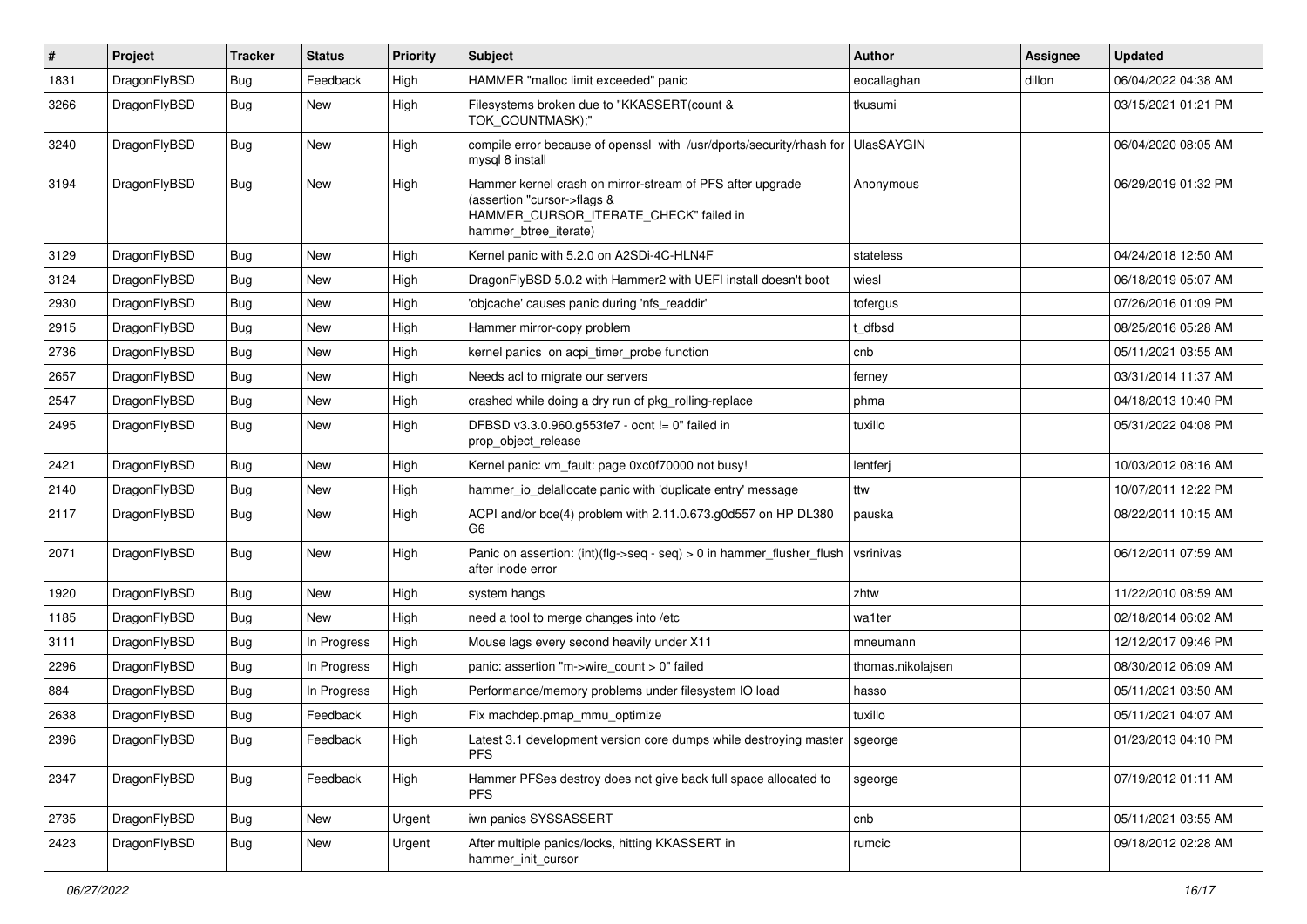| # | Project | Tracker | Status | Priority | Subject | Author | Assignee | Updated |
|---|---|---|---|---|---|---|---|---|
| 1831 | DragonFlyBSD | Bug | Feedback | High | HAMMER "malloc limit exceeded" panic | eocallaghan | dillon | 06/04/2022 04:38 AM |
| 3266 | DragonFlyBSD | Bug | New | High | Filesystems broken due to "KKASSERT(count & TOK_COUNTMASK);" | tkusumi | | 03/15/2021 01:21 PM |
| 3240 | DragonFlyBSD | Bug | New | High | compile error because of openssl with /usr/dports/security/rhash for mysql 8 install | UlasSAYGIN | | 06/04/2020 08:05 AM |
| 3194 | DragonFlyBSD | Bug | New | High | Hammer kernel crash on mirror-stream of PFS after upgrade (assertion "cursor->flags & HAMMER_CURSOR_ITERATE_CHECK" failed in hammer_btree_iterate) | Anonymous | | 06/29/2019 01:32 PM |
| 3129 | DragonFlyBSD | Bug | New | High | Kernel panic with 5.2.0 on A2SDi-4C-HLN4F | stateless | | 04/24/2018 12:50 AM |
| 3124 | DragonFlyBSD | Bug | New | High | DragonFlyBSD 5.0.2 with Hammer2 with UEFI install doesn't boot | wiesl | | 06/18/2019 05:07 AM |
| 2930 | DragonFlyBSD | Bug | New | High | 'objcache' causes panic during 'nfs_readdir' | tofergus | | 07/26/2016 01:09 PM |
| 2915 | DragonFlyBSD | Bug | New | High | Hammer mirror-copy problem | t_dfbsd | | 08/25/2016 05:28 AM |
| 2736 | DragonFlyBSD | Bug | New | High | kernel panics on acpi_timer_probe function | cnb | | 05/11/2021 03:55 AM |
| 2657 | DragonFlyBSD | Bug | New | High | Needs acl to migrate our servers | ferney | | 03/31/2014 11:37 AM |
| 2547 | DragonFlyBSD | Bug | New | High | crashed while doing a dry run of pkg_rolling-replace | phma | | 04/18/2013 10:40 PM |
| 2495 | DragonFlyBSD | Bug | New | High | DFBSD v3.3.0.960.g553fe7 - ocnt != 0" failed in prop_object_release | tuxillo | | 05/31/2022 04:08 PM |
| 2421 | DragonFlyBSD | Bug | New | High | Kernel panic: vm_fault: page 0xc0f70000 not busy! | lentferj | | 10/03/2012 08:16 AM |
| 2140 | DragonFlyBSD | Bug | New | High | hammer_io_delallocate panic with 'duplicate entry' message | ttw | | 10/07/2011 12:22 PM |
| 2117 | DragonFlyBSD | Bug | New | High | ACPI and/or bce(4) problem with 2.11.0.673.g0d557 on HP DL380 G6 | pauska | | 08/22/2011 10:15 AM |
| 2071 | DragonFlyBSD | Bug | New | High | Panic on assertion: (int)(flg->seq - seq) > 0 in hammer_flusher_flush after inode error | vsrinivas | | 06/12/2011 07:59 AM |
| 1920 | DragonFlyBSD | Bug | New | High | system hangs | zhtw | | 11/22/2010 08:59 AM |
| 1185 | DragonFlyBSD | Bug | New | High | need a tool to merge changes into /etc | wa1ter | | 02/18/2014 06:02 AM |
| 3111 | DragonFlyBSD | Bug | In Progress | High | Mouse lags every second heavily under X11 | mneumann | | 12/12/2017 09:46 PM |
| 2296 | DragonFlyBSD | Bug | In Progress | High | panic: assertion "m->wire_count > 0" failed | thomas.nikolajsen | | 08/30/2012 06:09 AM |
| 884 | DragonFlyBSD | Bug | In Progress | High | Performance/memory problems under filesystem IO load | hasso | | 05/11/2021 03:50 AM |
| 2638 | DragonFlyBSD | Bug | Feedback | High | Fix machdep.pmap_mmu_optimize | tuxillo | | 05/11/2021 04:07 AM |
| 2396 | DragonFlyBSD | Bug | Feedback | High | Latest 3.1 development version core dumps while destroying master PFS | sgeorge | | 01/23/2013 04:10 PM |
| 2347 | DragonFlyBSD | Bug | Feedback | High | Hammer PFSes destroy does not give back full space allocated to PFS | sgeorge | | 07/19/2012 01:11 AM |
| 2735 | DragonFlyBSD | Bug | New | Urgent | iwn panics SYSSASSERT | cnb | | 05/11/2021 03:55 AM |
| 2423 | DragonFlyBSD | Bug | New | Urgent | After multiple panics/locks, hitting KKASSERT in hammer_init_cursor | rumcic | | 09/18/2012 02:28 AM |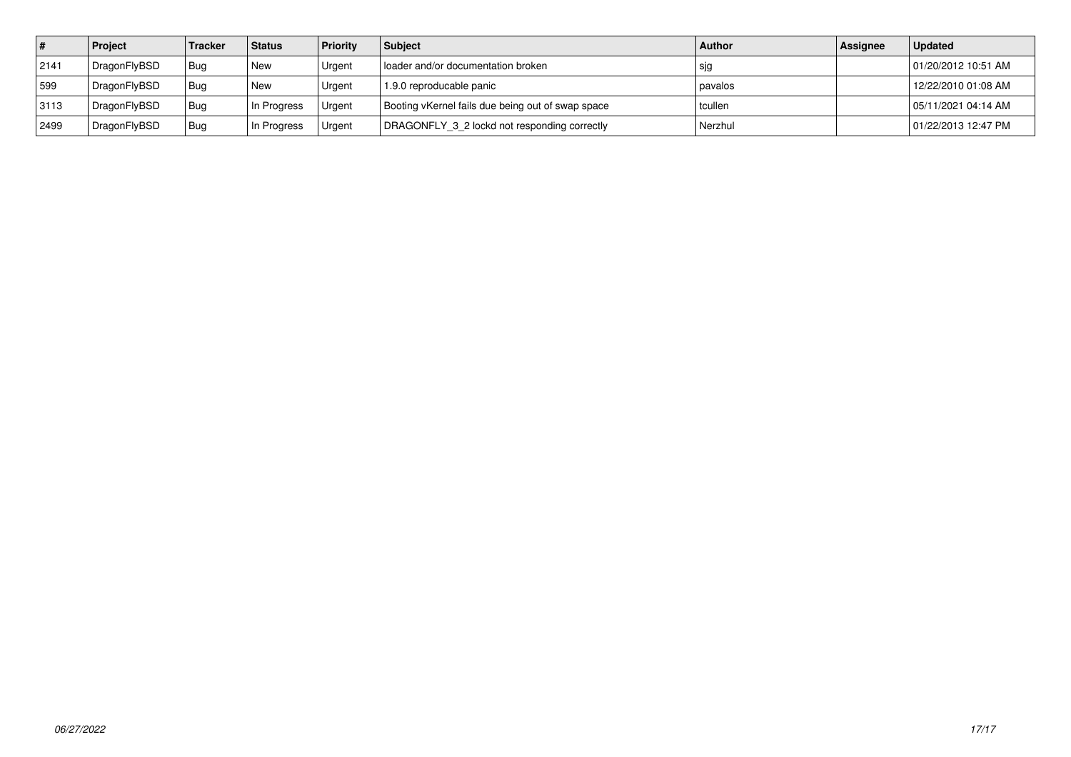| # | Project | Tracker | Status | Priority | Subject | Author | Assignee | Updated |
|---|---|---|---|---|---|---|---|---|
| 2141 | DragonFlyBSD | Bug | New | Urgent | loader and/or documentation broken | sjg | | 01/20/2012 10:51 AM |
| 599 | DragonFlyBSD | Bug | New | Urgent | 1.9.0 reproducable panic | pavalos | | 12/22/2010 01:08 AM |
| 3113 | DragonFlyBSD | Bug | In Progress | Urgent | Booting vKernel fails due being out of swap space | tcullen | | 05/11/2021 04:14 AM |
| 2499 | DragonFlyBSD | Bug | In Progress | Urgent | DRAGONFLY_3_2 lockd not responding correctly | Nerzhul | | 01/22/2013 12:47 PM |